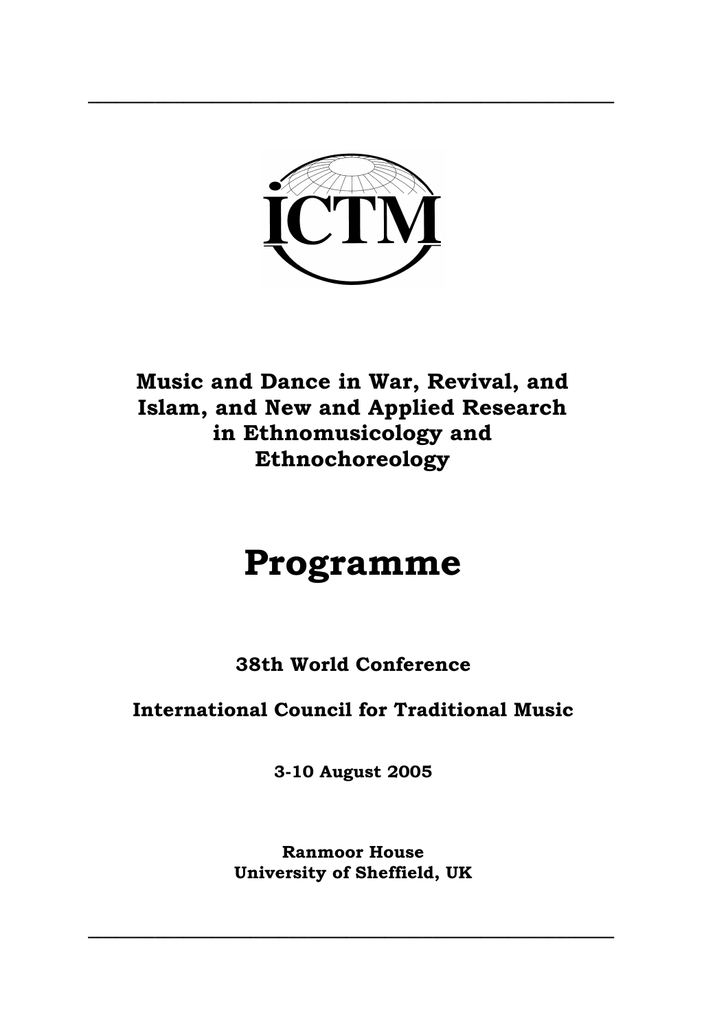ICTM

**Music and Dance in War, Revival, and Islam, and New and Applied Research in Ethnomusicology and Ethnochoreology**

# Programme

**38th World Conference**

**International Council for Traditional Music**

**3-10 August 2005**

**Ranmoor House**
**University of Sheffield, UK**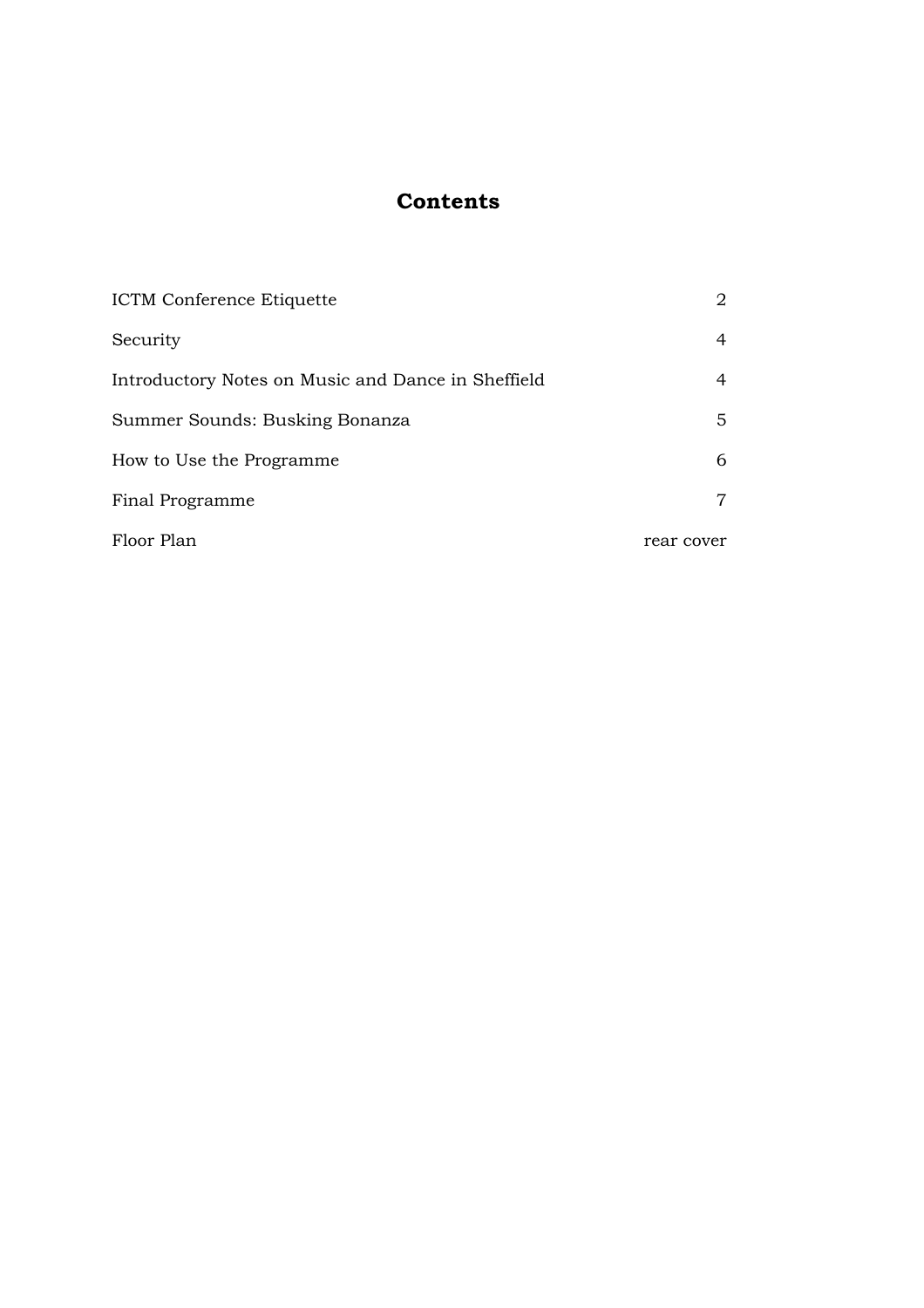# Contents

| | |
|---|---|
| ICTM Conference Etiquette | 2 |
| Security | 4 |
| Introductory Notes on Music and Dance in Sheffield | 4 |
| Summer Sounds: Busking Bonanza | 5 |
| How to Use the Programme | 6 |
| Final Programme | 7 |
| Floor Plan | rear cover |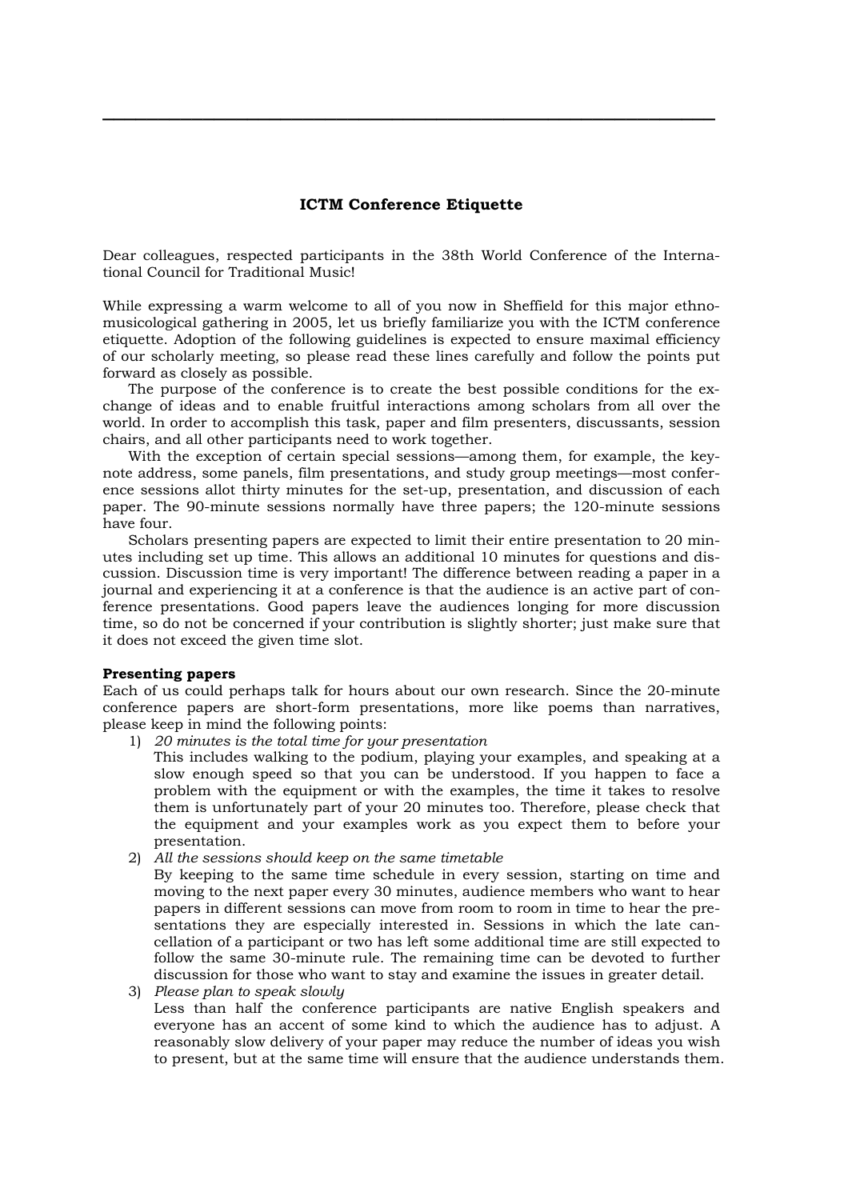## ICTM Conference Etiquette

Dear colleagues, respected participants in the 38th World Conference of the International Council for Traditional Music!

While expressing a warm welcome to all of you now in Sheffield for this major ethnomusicological gathering in 2005, let us briefly familiarize you with the ICTM conference etiquette. Adoption of the following guidelines is expected to ensure maximal efficiency of our scholarly meeting, so please read these lines carefully and follow the points put forward as closely as possible.

The purpose of the conference is to create the best possible conditions for the exchange of ideas and to enable fruitful interactions among scholars from all over the world. In order to accomplish this task, paper and film presenters, discussants, session chairs, and all other participants need to work together.

With the exception of certain special sessions—among them, for example, the keynote address, some panels, film presentations, and study group meetings—most conference sessions allot thirty minutes for the set-up, presentation, and discussion of each paper. The 90-minute sessions normally have three papers; the 120-minute sessions have four.

Scholars presenting papers are expected to limit their entire presentation to 20 minutes including set up time. This allows an additional 10 minutes for questions and discussion. Discussion time is very important! The difference between reading a paper in a journal and experiencing it at a conference is that the audience is an active part of conference presentations. Good papers leave the audiences longing for more discussion time, so do not be concerned if your contribution is slightly shorter; just make sure that it does not exceed the given time slot.

**Presenting papers**

Each of us could perhaps talk for hours about our own research. Since the 20-minute conference papers are short-form presentations, more like poems than narratives, please keep in mind the following points:

1) *20 minutes is the total time for your presentation*
   This includes walking to the podium, playing your examples, and speaking at a slow enough speed so that you can be understood. If you happen to face a problem with the equipment or with the examples, the time it takes to resolve them is unfortunately part of your 20 minutes too. Therefore, please check that the equipment and your examples work as you expect them to before your presentation.
2) *All the sessions should keep on the same timetable*
   By keeping to the same time schedule in every session, starting on time and moving to the next paper every 30 minutes, audience members who want to hear papers in different sessions can move from room to room in time to hear the presentations they are especially interested in. Sessions in which the late cancellation of a participant or two has left some additional time are still expected to follow the same 30-minute rule. The remaining time can be devoted to further discussion for those who want to stay and examine the issues in greater detail.
3) *Please plan to speak slowly*
   Less than half the conference participants are native English speakers and everyone has an accent of some kind to which the audience has to adjust. A reasonably slow delivery of your paper may reduce the number of ideas you wish to present, but at the same time will ensure that the audience understands them.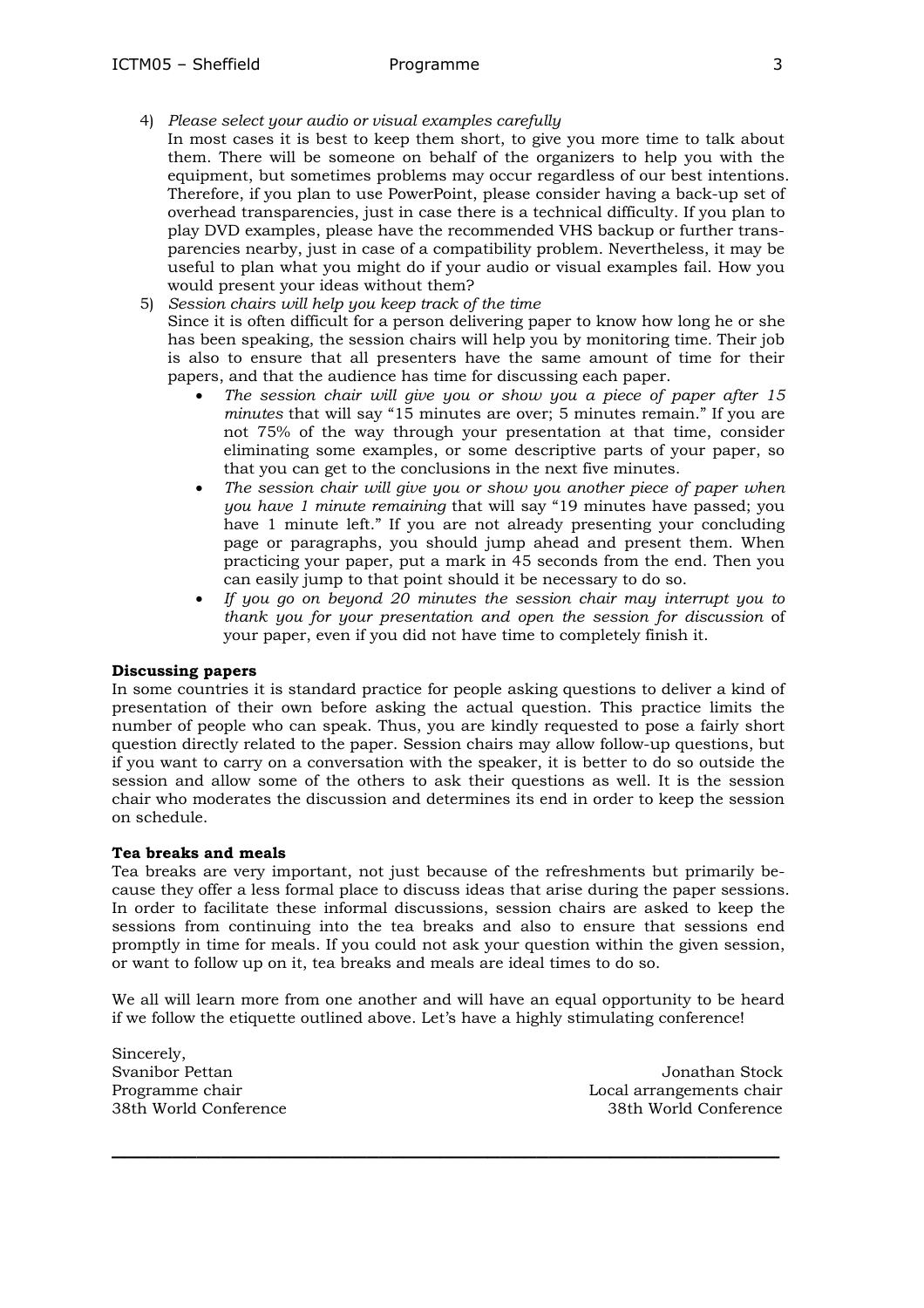4) *Please select your audio or visual examples carefully*
   In most cases it is best to keep them short, to give you more time to talk about them. There will be someone on behalf of the organizers to help you with the equipment, but sometimes problems may occur regardless of our best intentions. Therefore, if you plan to use PowerPoint, please consider having a back-up set of overhead transparencies, just in case there is a technical difficulty. If you plan to play DVD examples, please have the recommended VHS backup or further transparencies nearby, just in case of a compatibility problem. Nevertheless, it may be useful to plan what you might do if your audio or visual examples fail. How you would present your ideas without them?

5) *Session chairs will help you keep track of the time*
   Since it is often difficult for a person delivering paper to know how long he or she has been speaking, the session chairs will help you by monitoring time. Their job is also to ensure that all presenters have the same amount of time for their papers, and that the audience has time for discussing each paper.
   - *The session chair will give you or show you a piece of paper after 15 minutes* that will say "15 minutes are over; 5 minutes remain." If you are not 75% of the way through your presentation at that time, consider eliminating some examples, or some descriptive parts of your paper, so that you can get to the conclusions in the next five minutes.
   - *The session chair will give you or show you another piece of paper when you have 1 minute remaining* that will say "19 minutes have passed; you have 1 minute left." If you are not already presenting your concluding page or paragraphs, you should jump ahead and present them. When practicing your paper, put a mark in 45 seconds from the end. Then you can easily jump to that point should it be necessary to do so.
   - *If you go on beyond 20 minutes the session chair may interrupt you to thank you for your presentation and open the session for discussion* of your paper, even if you did not have time to completely finish it.

**Discussing papers**
In some countries it is standard practice for people asking questions to deliver a kind of presentation of their own before asking the actual question. This practice limits the number of people who can speak. Thus, you are kindly requested to pose a fairly short question directly related to the paper. Session chairs may allow follow-up questions, but if you want to carry on a conversation with the speaker, it is better to do so outside the session and allow some of the others to ask their questions as well. It is the session chair who moderates the discussion and determines its end in order to keep the session on schedule.

**Tea breaks and meals**
Tea breaks are very important, not just because of the refreshments but primarily because they offer a less formal place to discuss ideas that arise during the paper sessions. In order to facilitate these informal discussions, session chairs are asked to keep the sessions from continuing into the tea breaks and also to ensure that sessions end promptly in time for meals. If you could not ask your question within the given session, or want to follow up on it, tea breaks and meals are ideal times to do so.

We all will learn more from one another and will have an equal opportunity to be heard if we follow the etiquette outlined above. Let's have a highly stimulating conference!

Sincerely,

Svanibor Pettan
Programme chair
38th World Conference

Jonathan Stock
Local arrangements chair
38th World Conference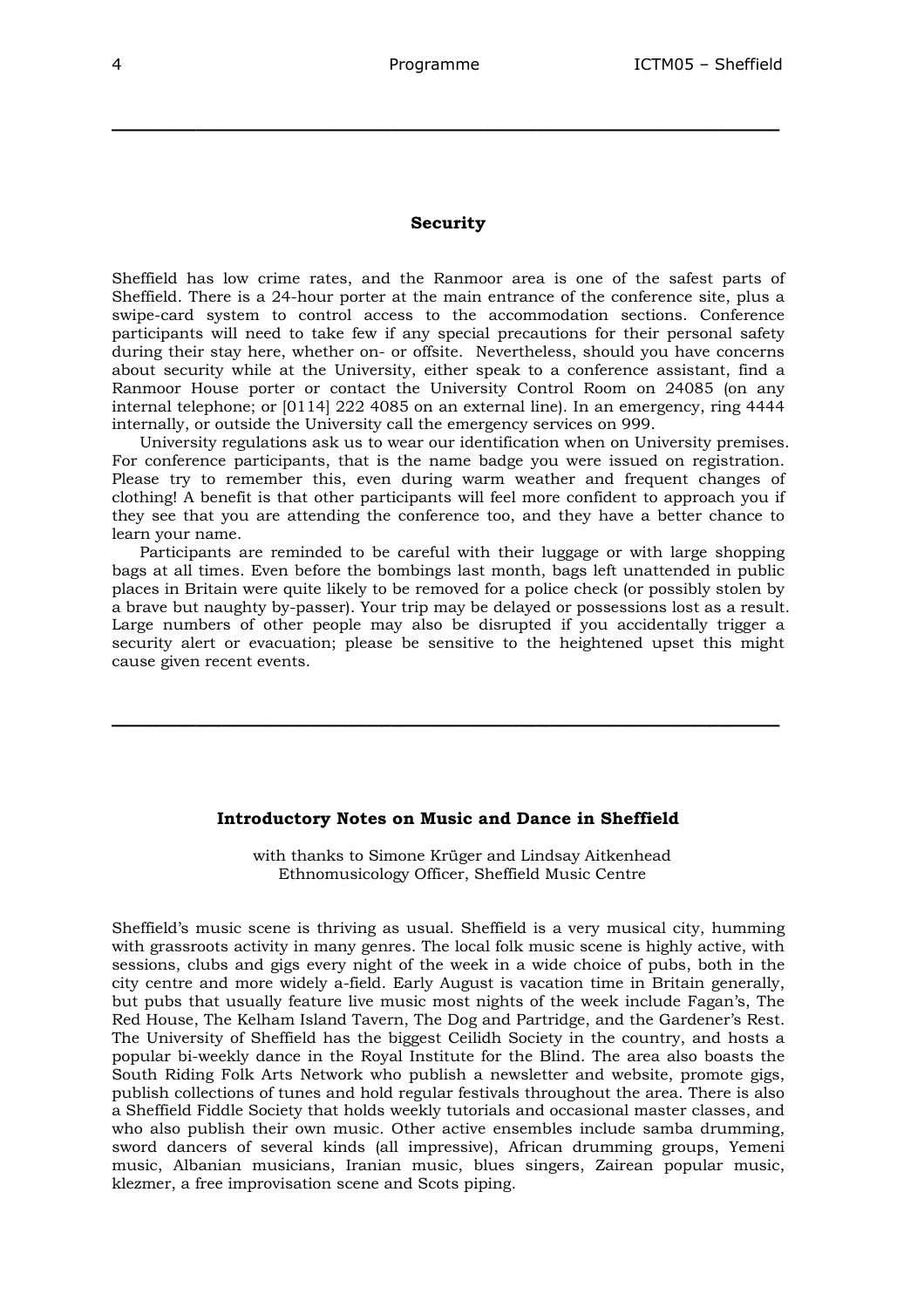## Security

Sheffield has low crime rates, and the Ranmoor area is one of the safest parts of Sheffield. There is a 24-hour porter at the main entrance of the conference site, plus a swipe-card system to control access to the accommodation sections. Conference participants will need to take few if any special precautions for their personal safety during their stay here, whether on- or offsite. Nevertheless, should you have concerns about security while at the University, either speak to a conference assistant, find a Ranmoor House porter or contact the University Control Room on 24085 (on any internal telephone; or [0114] 222 4085 on an external line). In an emergency, ring 4444 internally, or outside the University call the emergency services on 999.

University regulations ask us to wear our identification when on University premises. For conference participants, that is the name badge you were issued on registration. Please try to remember this, even during warm weather and frequent changes of clothing! A benefit is that other participants will feel more confident to approach you if they see that you are attending the conference too, and they have a better chance to learn your name.

Participants are reminded to be careful with their luggage or with large shopping bags at all times. Even before the bombings last month, bags left unattended in public places in Britain were quite likely to be removed for a police check (or possibly stolen by a brave but naughty by-passer). Your trip may be delayed or possessions lost as a result. Large numbers of other people may also be disrupted if you accidentally trigger a security alert or evacuation; please be sensitive to the heightened upset this might cause given recent events.

## Introductory Notes on Music and Dance in Sheffield

with thanks to Simone Krüger and Lindsay Aitkenhead
Ethnomusicology Officer, Sheffield Music Centre

Sheffield's music scene is thriving as usual. Sheffield is a very musical city, humming with grassroots activity in many genres. The local folk music scene is highly active, with sessions, clubs and gigs every night of the week in a wide choice of pubs, both in the city centre and more widely a-field. Early August is vacation time in Britain generally, but pubs that usually feature live music most nights of the week include Fagan's, The Red House, The Kelham Island Tavern, The Dog and Partridge, and the Gardener's Rest. The University of Sheffield has the biggest Ceilidh Society in the country, and hosts a popular bi-weekly dance in the Royal Institute for the Blind. The area also boasts the South Riding Folk Arts Network who publish a newsletter and website, promote gigs, publish collections of tunes and hold regular festivals throughout the area. There is also a Sheffield Fiddle Society that holds weekly tutorials and occasional master classes, and who also publish their own music. Other active ensembles include samba drumming, sword dancers of several kinds (all impressive), African drumming groups, Yemeni music, Albanian musicians, Iranian music, blues singers, Zairean popular music, klezmer, a free improvisation scene and Scots piping.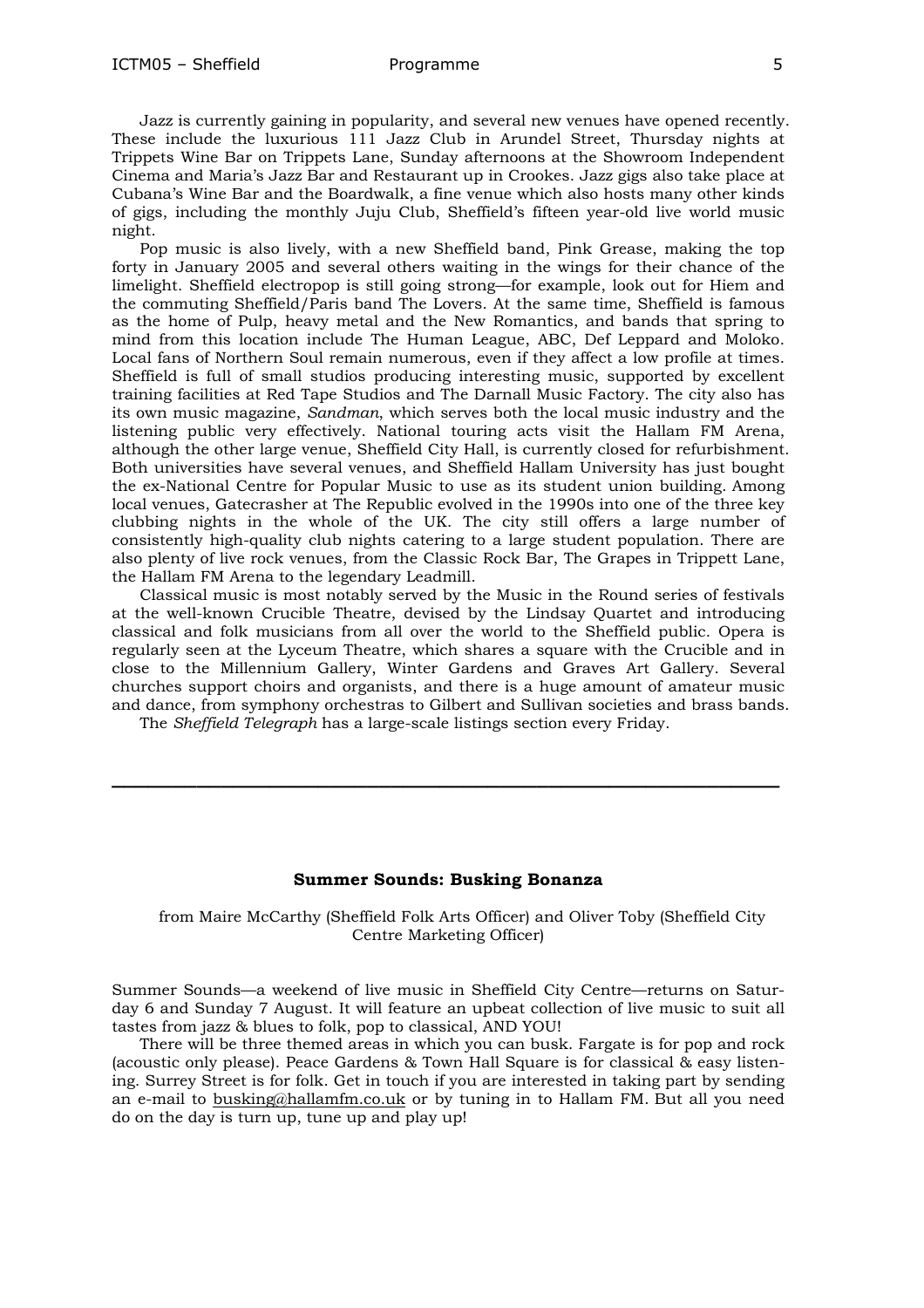Jazz is currently gaining in popularity, and several new venues have opened recently. These include the luxurious 111 Jazz Club in Arundel Street, Thursday nights at Trippets Wine Bar on Trippets Lane, Sunday afternoons at the Showroom Independent Cinema and Maria's Jazz Bar and Restaurant up in Crookes. Jazz gigs also take place at Cubana's Wine Bar and the Boardwalk, a fine venue which also hosts many other kinds of gigs, including the monthly Juju Club, Sheffield's fifteen year-old live world music night.

Pop music is also lively, with a new Sheffield band, Pink Grease, making the top forty in January 2005 and several others waiting in the wings for their chance of the limelight. Sheffield electropop is still going strong—for example, look out for Hiem and the commuting Sheffield/Paris band The Lovers. At the same time, Sheffield is famous as the home of Pulp, heavy metal and the New Romantics, and bands that spring to mind from this location include The Human League, ABC, Def Leppard and Moloko. Local fans of Northern Soul remain numerous, even if they affect a low profile at times. Sheffield is full of small studios producing interesting music, supported by excellent training facilities at Red Tape Studios and The Darnall Music Factory. The city also has its own music magazine, *Sandman*, which serves both the local music industry and the listening public very effectively. National touring acts visit the Hallam FM Arena, although the other large venue, Sheffield City Hall, is currently closed for refurbishment. Both universities have several venues, and Sheffield Hallam University has just bought the ex-National Centre for Popular Music to use as its student union building. Among local venues, Gatecrasher at The Republic evolved in the 1990s into one of the three key clubbing nights in the whole of the UK. The city still offers a large number of consistently high-quality club nights catering to a large student population. There are also plenty of live rock venues, from the Classic Rock Bar, The Grapes in Trippett Lane, the Hallam FM Arena to the legendary Leadmill.

Classical music is most notably served by the Music in the Round series of festivals at the well-known Crucible Theatre, devised by the Lindsay Quartet and introducing classical and folk musicians from all over the world to the Sheffield public. Opera is regularly seen at the Lyceum Theatre, which shares a square with the Crucible and in close to the Millennium Gallery, Winter Gardens and Graves Art Gallery. Several churches support choirs and organists, and there is a huge amount of amateur music and dance, from symphony orchestras to Gilbert and Sullivan societies and brass bands.

The *Sheffield Telegraph* has a large-scale listings section every Friday.

---

## Summer Sounds: Busking Bonanza

from Maire McCarthy (Sheffield Folk Arts Officer) and Oliver Toby (Sheffield City Centre Marketing Officer)

Summer Sounds—a weekend of live music in Sheffield City Centre—returns on Saturday 6 and Sunday 7 August. It will feature an upbeat collection of live music to suit all tastes from jazz & blues to folk, pop to classical, AND YOU!

There will be three themed areas in which you can busk. Fargate is for pop and rock (acoustic only please). Peace Gardens & Town Hall Square is for classical & easy listening. Surrey Street is for folk. Get in touch if you are interested in taking part by sending an e-mail to busking@hallamfm.co.uk or by tuning in to Hallam FM. But all you need do on the day is turn up, tune up and play up!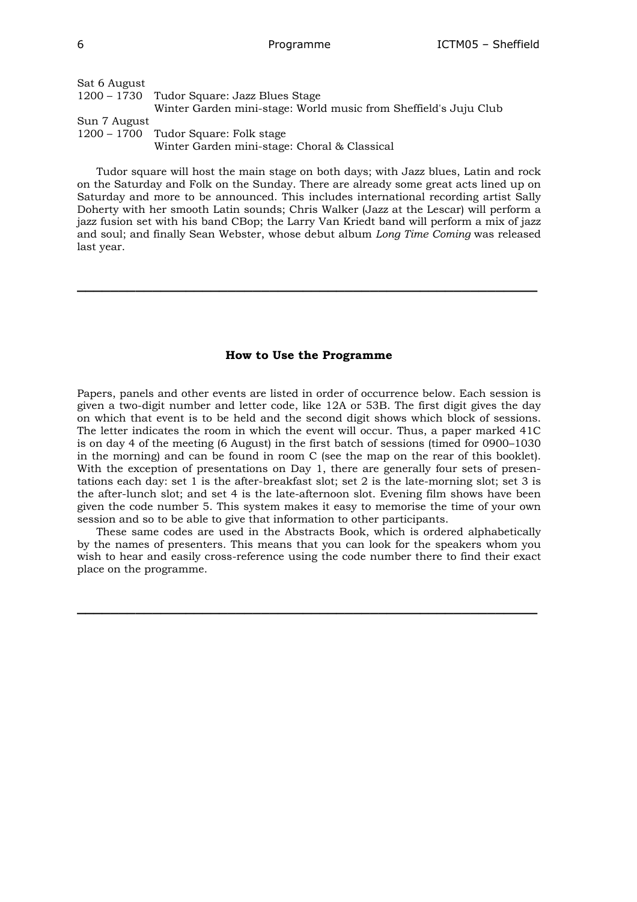Sat 6 August

1200 – 1730 Tudor Square: Jazz Blues Stage
Winter Garden mini-stage: World music from Sheffield's Juju Club

Sun 7 August

1200 – 1700 Tudor Square: Folk stage
Winter Garden mini-stage: Choral & Classical

Tudor square will host the main stage on both days; with Jazz blues, Latin and rock on the Saturday and Folk on the Sunday. There are already some great acts lined up on Saturday and more to be announced. This includes international recording artist Sally Doherty with her smooth Latin sounds; Chris Walker (Jazz at the Lescar) will perform a jazz fusion set with his band CBop; the Larry Van Kriedt band will perform a mix of jazz and soul; and finally Sean Webster, whose debut album *Long Time Coming* was released last year.

---

## How to Use the Programme

Papers, panels and other events are listed in order of occurrence below. Each session is given a two-digit number and letter code, like 12A or 53B. The first digit gives the day on which that event is to be held and the second digit shows which block of sessions. The letter indicates the room in which the event will occur. Thus, a paper marked 41C is on day 4 of the meeting (6 August) in the first batch of sessions (timed for 0900–1030 in the morning) and can be found in room C (see the map on the rear of this booklet). With the exception of presentations on Day 1, there are generally four sets of presentations each day: set 1 is the after-breakfast slot; set 2 is the late-morning slot; set 3 is the after-lunch slot; and set 4 is the late-afternoon slot. Evening film shows have been given the code number 5. This system makes it easy to memorise the time of your own session and so to be able to give that information to other participants.

These same codes are used in the Abstracts Book, which is ordered alphabetically by the names of presenters. This means that you can look for the speakers whom you wish to hear and easily cross-reference using the code number there to find their exact place on the programme.

---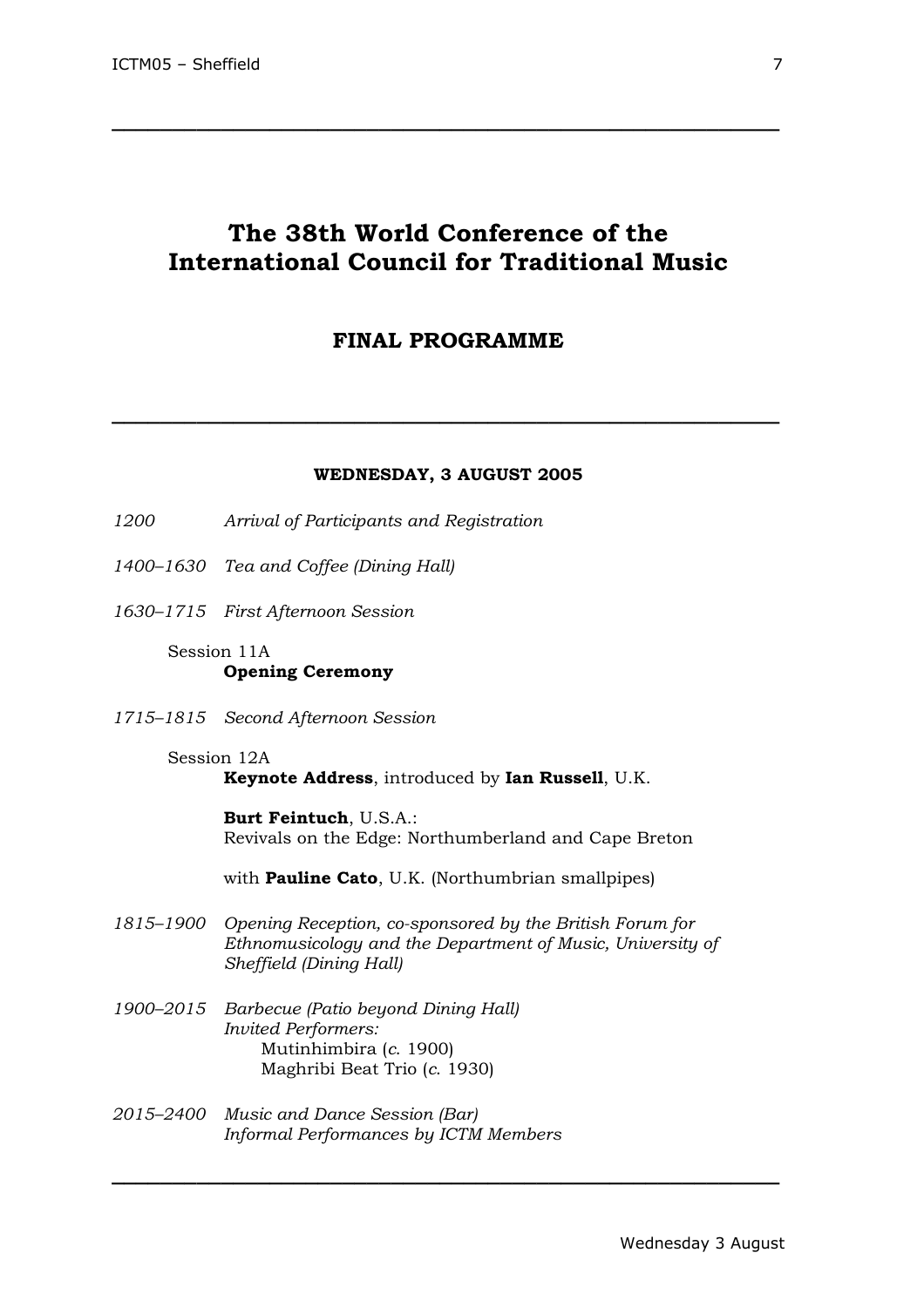# The 38th World Conference of the International Council for Traditional Music

## FINAL PROGRAMME

### WEDNESDAY, 3 AUGUST 2005

*1200* *Arrival of Participants and Registration*

*1400–1630* *Tea and Coffee (Dining Hall)*

*1630–1715* *First Afternoon Session*

Session 11A
**Opening Ceremony**

*1715–1815* *Second Afternoon Session*

Session 12A
**Keynote Address**, introduced by **Ian Russell**, U.K.

**Burt Feintuch**, U.S.A.:
Revivals on the Edge: Northumberland and Cape Breton

with **Pauline Cato**, U.K. (Northumbrian smallpipes)

*1815–1900* *Opening Reception, co-sponsored by the British Forum for Ethnomusicology and the Department of Music, University of Sheffield (Dining Hall)*

*1900–2015* *Barbecue (Patio beyond Dining Hall)*
*Invited Performers:*
Mutinhimbira (*c.* 1900)
Maghribi Beat Trio (*c.* 1930)

*2015–2400* *Music and Dance Session (Bar)*
*Informal Performances by ICTM Members*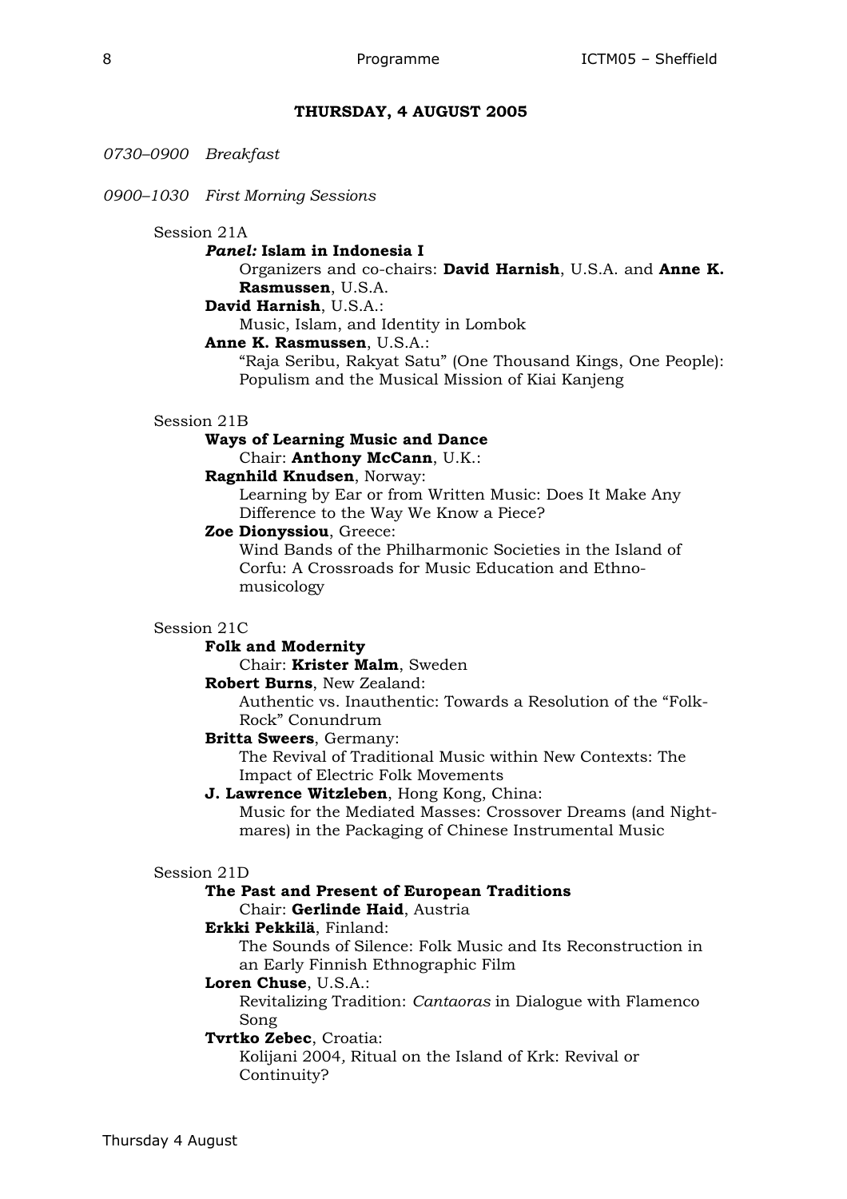## THURSDAY, 4 AUGUST 2005

*0730–0900 Breakfast*

*0900–1030 First Morning Sessions*

Session 21A

***Panel:*** **Islam in Indonesia I**

Organizers and co-chairs: **David Harnish**, U.S.A. and **Anne K. Rasmussen**, U.S.A.

**David Harnish**, U.S.A.:
Music, Islam, and Identity in Lombok

**Anne K. Rasmussen**, U.S.A.:
"Raja Seribu, Rakyat Satu" (One Thousand Kings, One People): Populism and the Musical Mission of Kiai Kanjeng

Session 21B

**Ways of Learning Music and Dance**

Chair: **Anthony McCann**, U.K.:

**Ragnhild Knudsen**, Norway:
Learning by Ear or from Written Music: Does It Make Any Difference to the Way We Know a Piece?

**Zoe Dionyssiou**, Greece:
Wind Bands of the Philharmonic Societies in the Island of Corfu: A Crossroads for Music Education and Ethnomusicology

Session 21C

**Folk and Modernity**

Chair: **Krister Malm**, Sweden

**Robert Burns**, New Zealand:
Authentic vs. Inauthentic: Towards a Resolution of the "Folk-Rock" Conundrum

**Britta Sweers**, Germany:
The Revival of Traditional Music within New Contexts: The Impact of Electric Folk Movements

**J. Lawrence Witzleben**, Hong Kong, China:
Music for the Mediated Masses: Crossover Dreams (and Nightmares) in the Packaging of Chinese Instrumental Music

Session 21D

**The Past and Present of European Traditions**

Chair: **Gerlinde Haid**, Austria

**Erkki Pekkilä**, Finland:
The Sounds of Silence: Folk Music and Its Reconstruction in an Early Finnish Ethnographic Film

**Loren Chuse**, U.S.A.:
Revitalizing Tradition: *Cantaoras* in Dialogue with Flamenco Song

**Tvrtko Zebec**, Croatia:
Kolijani 2004*,* Ritual on the Island of Krk: Revival or Continuity?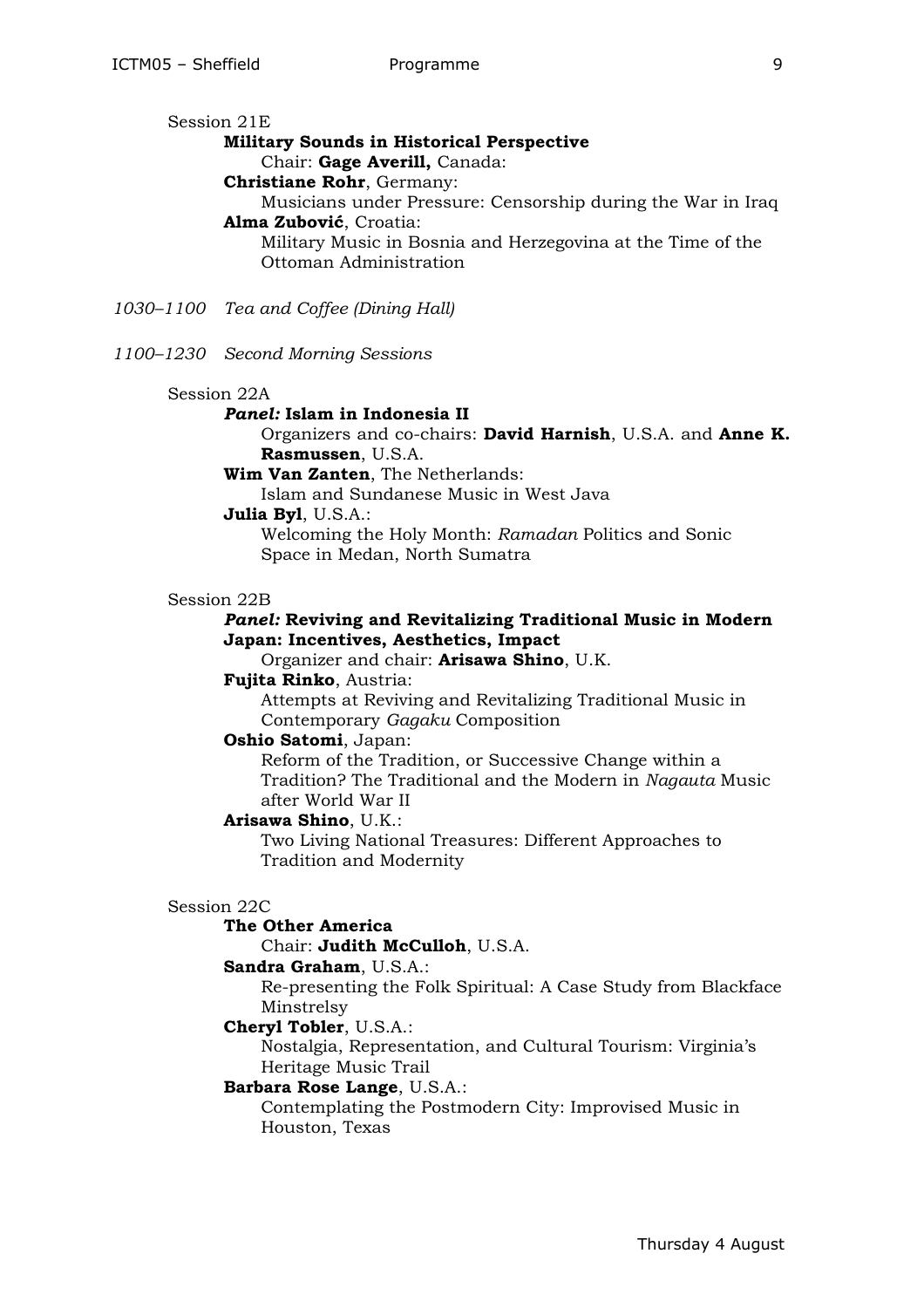Session 21E

**Military Sounds in Historical Perspective**

Chair: **Gage Averill,** Canada:

**Christiane Rohr**, Germany:

Musicians under Pressure: Censorship during the War in Iraq

**Alma Zubović**, Croatia:

Military Music in Bosnia and Herzegovina at the Time of the Ottoman Administration

*1030–1100 Tea and Coffee (Dining Hall)*

*1100–1230 Second Morning Sessions*

Session 22A

***Panel:* Islam in Indonesia II**

Organizers and co-chairs: **David Harnish**, U.S.A. and **Anne K. Rasmussen**, U.S.A.

**Wim Van Zanten**, The Netherlands:

Islam and Sundanese Music in West Java

**Julia Byl**, U.S.A.:

Welcoming the Holy Month: *Ramadan* Politics and Sonic Space in Medan, North Sumatra

Session 22B

***Panel:* Reviving and Revitalizing Traditional Music in Modern Japan: Incentives, Aesthetics, Impact**

Organizer and chair: **Arisawa Shino**, U.K.

**Fujita Rinko**, Austria:

Attempts at Reviving and Revitalizing Traditional Music in Contemporary *Gagaku* Composition

**Oshio Satomi**, Japan:

Reform of the Tradition, or Successive Change within a Tradition? The Traditional and the Modern in *Nagauta* Music after World War II

**Arisawa Shino**, U.K.:

Two Living National Treasures: Different Approaches to Tradition and Modernity

Session 22C

**The Other America**

Chair: **Judith McCulloh**, U.S.A.

**Sandra Graham**, U.S.A.:

Re-presenting the Folk Spiritual: A Case Study from Blackface Minstrelsy

**Cheryl Tobler**, U.S.A.:

Nostalgia, Representation, and Cultural Tourism: Virginia's Heritage Music Trail

**Barbara Rose Lange**, U.S.A.:

Contemplating the Postmodern City: Improvised Music in Houston, Texas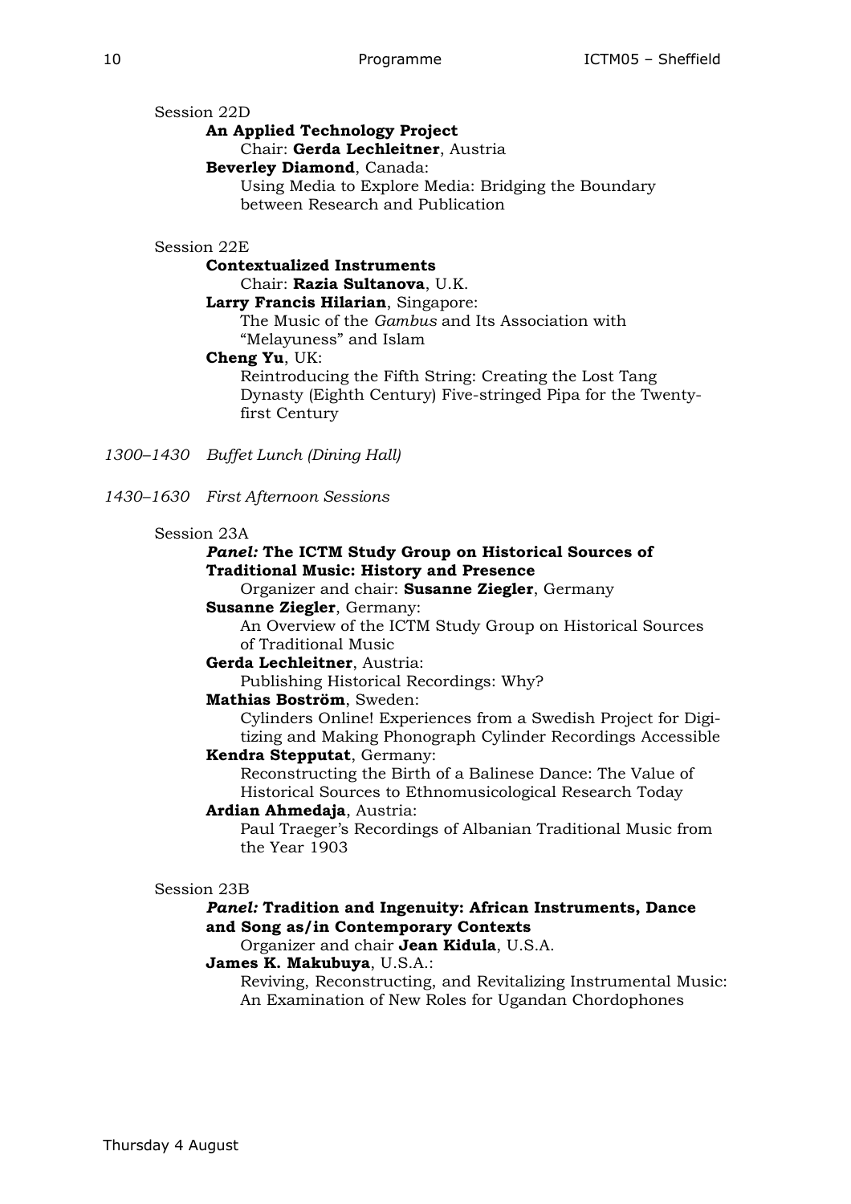Session 22D

**An Applied Technology Project**

Chair: **Gerda Lechleitner**, Austria

**Beverley Diamond**, Canada:

Using Media to Explore Media: Bridging the Boundary between Research and Publication

Session 22E

**Contextualized Instruments**

Chair: **Razia Sultanova**, U.K.

**Larry Francis Hilarian**, Singapore:

The Music of the *Gambus* and Its Association with "Melayuness" and Islam

**Cheng Yu**, UK:

Reintroducing the Fifth String: Creating the Lost Tang Dynasty (Eighth Century) Five-stringed Pipa for the Twenty-first Century

*1300–1430 Buffet Lunch (Dining Hall)*

*1430–1630 First Afternoon Sessions*

Session 23A

***Panel:* The ICTM Study Group on Historical Sources of Traditional Music: History and Presence**

Organizer and chair: **Susanne Ziegler**, Germany

**Susanne Ziegler**, Germany:

An Overview of the ICTM Study Group on Historical Sources of Traditional Music

**Gerda Lechleitner**, Austria:

Publishing Historical Recordings: Why?

**Mathias Boström**, Sweden:

Cylinders Online! Experiences from a Swedish Project for Digitizing and Making Phonograph Cylinder Recordings Accessible

**Kendra Stepputat**, Germany:

Reconstructing the Birth of a Balinese Dance: The Value of Historical Sources to Ethnomusicological Research Today

**Ardian Ahmedaja**, Austria:

Paul Traeger's Recordings of Albanian Traditional Music from the Year 1903

Session 23B

***Panel:* Tradition and Ingenuity: African Instruments, Dance and Song as/in Contemporary Contexts**

Organizer and chair **Jean Kidula**, U.S.A.

**James K. Makubuya**, U.S.A.:

Reviving, Reconstructing, and Revitalizing Instrumental Music: An Examination of New Roles for Ugandan Chordophones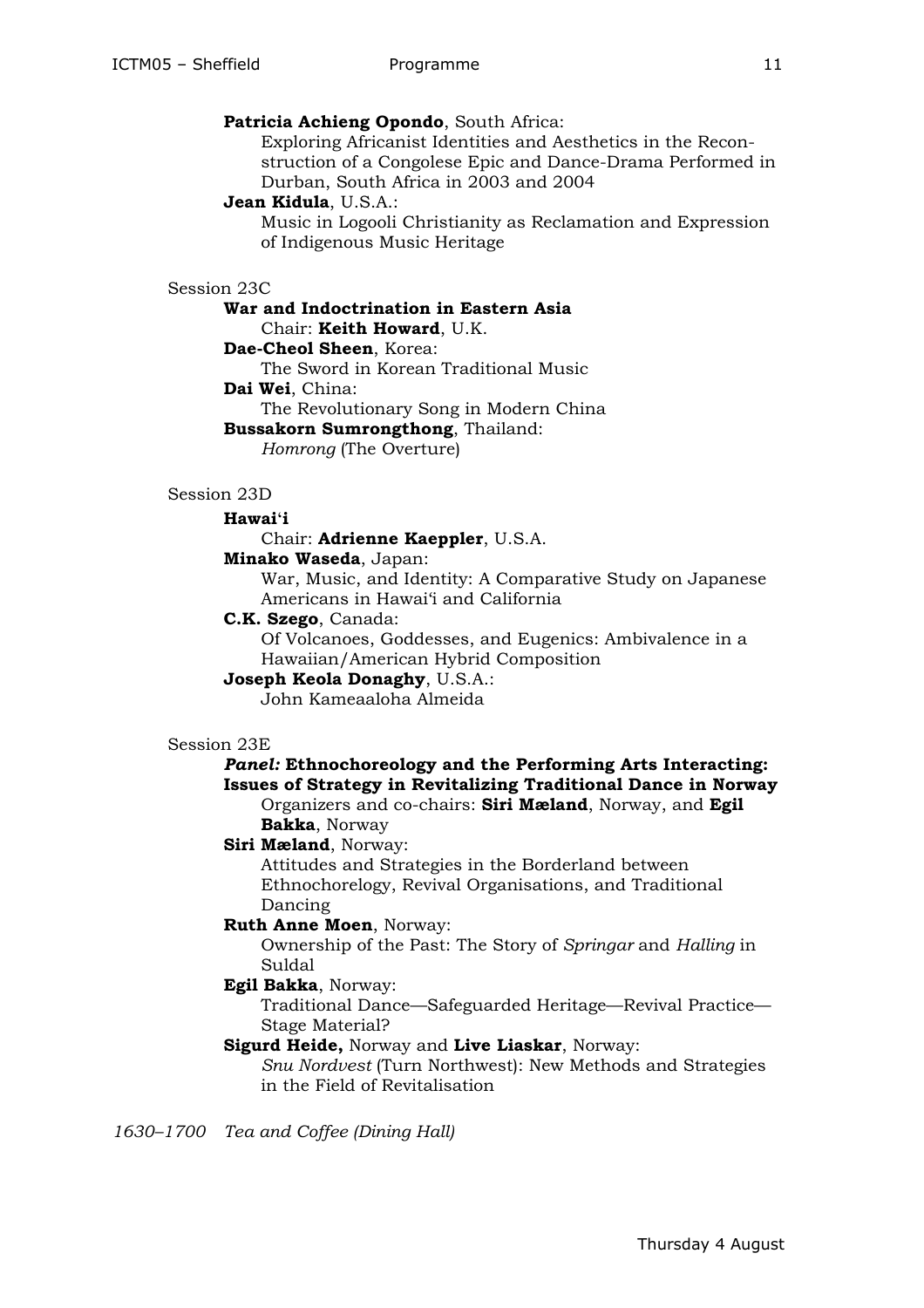**Patricia Achieng Opondo**, South Africa:
Exploring Africanist Identities and Aesthetics in the Reconstruction of a Congolese Epic and Dance-Drama Performed in Durban, South Africa in 2003 and 2004

**Jean Kidula**, U.S.A.:
Music in Logooli Christianity as Reclamation and Expression of Indigenous Music Heritage

Session 23C

**War and Indoctrination in Eastern Asia**
Chair: **Keith Howard**, U.K.

**Dae-Cheol Sheen**, Korea:
The Sword in Korean Traditional Music

**Dai Wei**, China:
The Revolutionary Song in Modern China

**Bussakorn Sumrongthong**, Thailand:
*Homrong* (The Overture)

Session 23D

**Hawai'i**
Chair: **Adrienne Kaeppler**, U.S.A.

**Minako Waseda**, Japan:
War, Music, and Identity: A Comparative Study on Japanese Americans in Hawai'i and California

**C.K. Szego**, Canada:
Of Volcanoes, Goddesses, and Eugenics: Ambivalence in a Hawaiian/American Hybrid Composition

**Joseph Keola Donaghy**, U.S.A.:
John Kameaaloha Almeida

Session 23E

***Panel:* Ethnochoreology and the Performing Arts Interacting: Issues of Strategy in Revitalizing Traditional Dance in Norway**
Organizers and co-chairs: **Siri Mæland**, Norway, and **Egil Bakka**, Norway

**Siri Mæland**, Norway:
Attitudes and Strategies in the Borderland between Ethnochorelogy, Revival Organisations, and Traditional Dancing

**Ruth Anne Moen**, Norway:
Ownership of the Past: The Story of *Springar* and *Halling* in Suldal

**Egil Bakka**, Norway:
Traditional Dance—Safeguarded Heritage—Revival Practice—Stage Material?

**Sigurd Heide,** Norway and **Live Liaskar**, Norway:
*Snu Nordvest* (Turn Northwest): New Methods and Strategies in the Field of Revitalisation

*1630–1700 Tea and Coffee (Dining Hall)*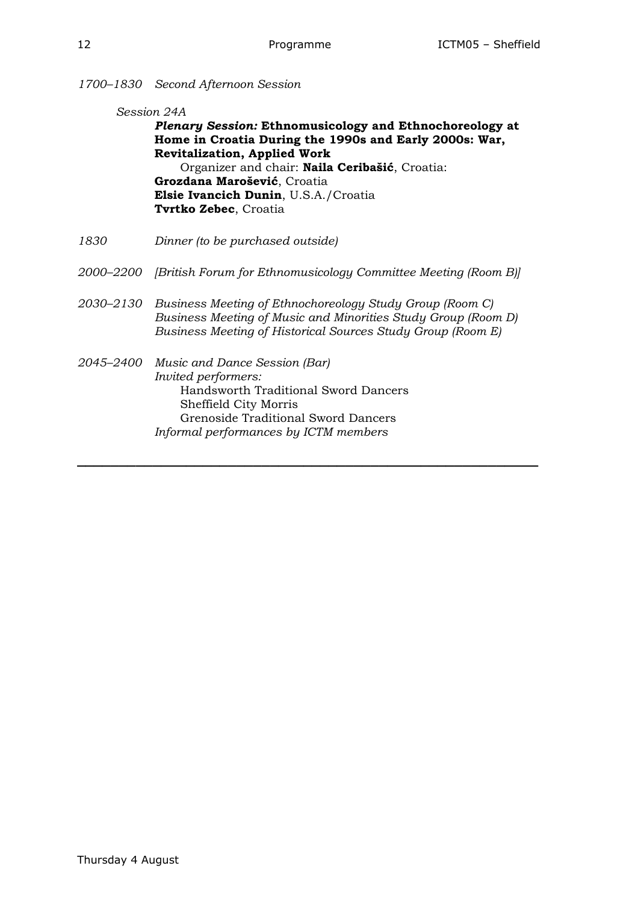*1700–1830 Second Afternoon Session*

*Session 24A*

***Plenary Session:* Ethnomusicology and Ethnochoreology at Home in Croatia During the 1990s and Early 2000s: War, Revitalization, Applied Work**

Organizer and chair: **Naila Ceribašić**, Croatia:
**Grozdana Marošević**, Croatia
**Elsie Ivancich Dunin**, U.S.A./Croatia
**Tvrtko Zebec**, Croatia

*1830 Dinner (to be purchased outside)*

*2000–2200 [British Forum for Ethnomusicology Committee Meeting (Room B)]*

*2030–2130 Business Meeting of Ethnochoreology Study Group (Room C)*
*Business Meeting of Music and Minorities Study Group (Room D)*
*Business Meeting of Historical Sources Study Group (Room E)*

*2045–2400 Music and Dance Session (Bar)*
*Invited performers:*
Handsworth Traditional Sword Dancers
Sheffield City Morris
Grenoside Traditional Sword Dancers
*Informal performances by ICTM members*

---

Thursday 4 August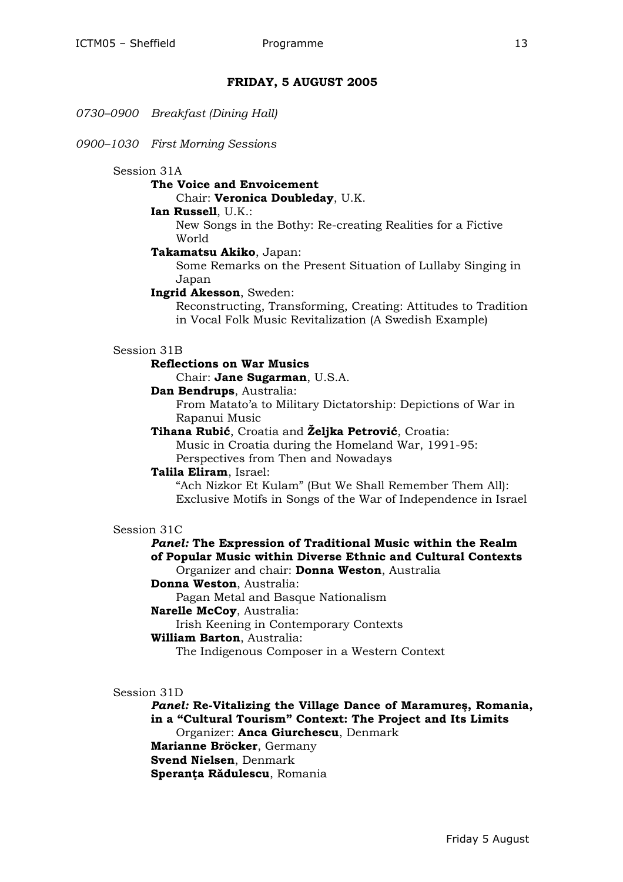## FRIDAY, 5 AUGUST 2005

*0730–0900 Breakfast (Dining Hall)*

*0900–1030 First Morning Sessions*

Session 31A

**The Voice and Envoicement**

Chair: **Veronica Doubleday**, U.K.

**Ian Russell**, U.K.:
New Songs in the Bothy: Re-creating Realities for a Fictive World

**Takamatsu Akiko**, Japan:
Some Remarks on the Present Situation of Lullaby Singing in Japan

**Ingrid Akesson**, Sweden:
Reconstructing, Transforming, Creating: Attitudes to Tradition in Vocal Folk Music Revitalization (A Swedish Example)

Session 31B

**Reflections on War Musics**

Chair: **Jane Sugarman**, U.S.A.

**Dan Bendrups**, Australia:
From Matato'a to Military Dictatorship: Depictions of War in Rapanui Music

**Tihana Rubić**, Croatia and **Željka Petrović**, Croatia:
Music in Croatia during the Homeland War, 1991-95: Perspectives from Then and Nowadays

**Talila Eliram**, Israel:
"Ach Nizkor Et Kulam" (But We Shall Remember Them All): Exclusive Motifs in Songs of the War of Independence in Israel

Session 31C

***Panel:* The Expression of Traditional Music within the Realm of Popular Music within Diverse Ethnic and Cultural Contexts**

Organizer and chair: **Donna Weston**, Australia

**Donna Weston**, Australia:
Pagan Metal and Basque Nationalism

**Narelle McCoy**, Australia:
Irish Keening in Contemporary Contexts

**William Barton**, Australia:
The Indigenous Composer in a Western Context

Session 31D

***Panel:* Re-Vitalizing the Village Dance of Maramureş, Romania, in a "Cultural Tourism" Context: The Project and Its Limits**

Organizer: **Anca Giurchescu**, Denmark

**Marianne Bröcker**, Germany

**Svend Nielsen**, Denmark

**Speranţa Rădulescu**, Romania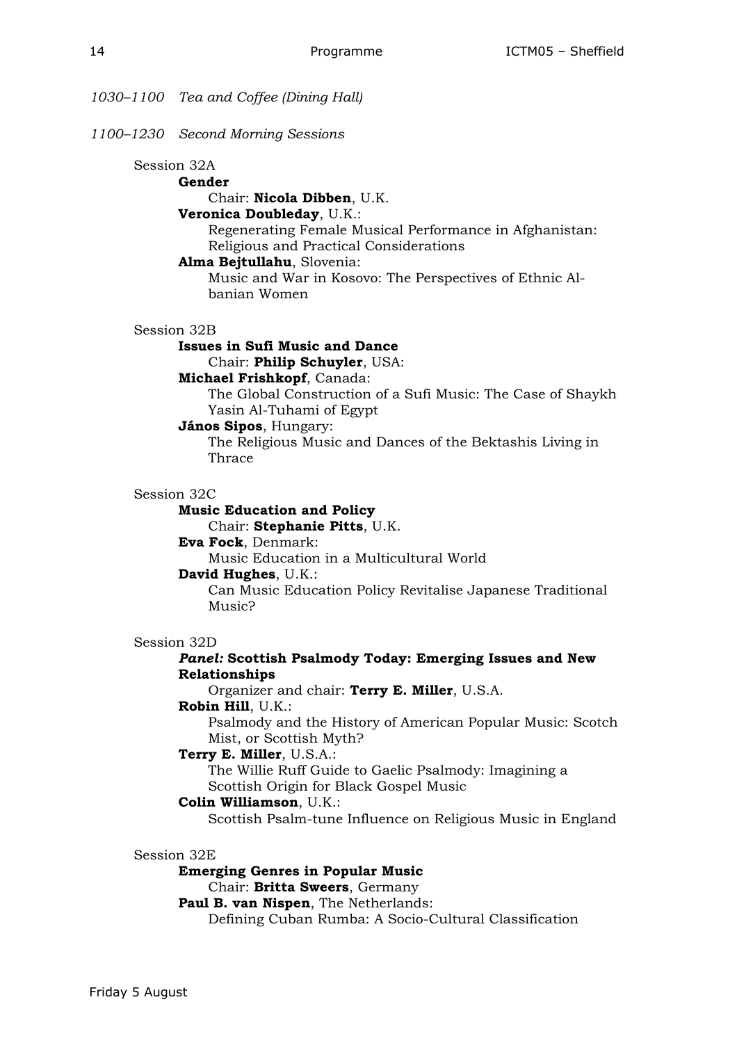*1030–1100 Tea and Coffee (Dining Hall)*

*1100–1230 Second Morning Sessions*

Session 32A

**Gender**

Chair: **Nicola Dibben**, U.K.

**Veronica Doubleday**, U.K.:
Regenerating Female Musical Performance in Afghanistan: Religious and Practical Considerations

**Alma Bejtullahu**, Slovenia:
Music and War in Kosovo: The Perspectives of Ethnic Albanian Women

Session 32B

**Issues in Sufi Music and Dance**

Chair: **Philip Schuyler**, USA:

**Michael Frishkopf**, Canada:
The Global Construction of a Sufi Music: The Case of Shaykh Yasin Al-Tuhami of Egypt

**János Sipos**, Hungary:
The Religious Music and Dances of the Bektashis Living in Thrace

Session 32C

**Music Education and Policy**

Chair: **Stephanie Pitts**, U.K.

**Eva Fock**, Denmark:
Music Education in a Multicultural World

**David Hughes**, U.K.:
Can Music Education Policy Revitalise Japanese Traditional Music?

Session 32D

***Panel:* Scottish Psalmody Today: Emerging Issues and New Relationships**

Organizer and chair: **Terry E. Miller**, U.S.A.

**Robin Hill**, U.K.:
Psalmody and the History of American Popular Music: Scotch Mist, or Scottish Myth?

**Terry E. Miller**, U.S.A.:
The Willie Ruff Guide to Gaelic Psalmody: Imagining a Scottish Origin for Black Gospel Music

**Colin Williamson**, U.K.:
Scottish Psalm-tune Influence on Religious Music in England

Session 32E

**Emerging Genres in Popular Music**

Chair: **Britta Sweers**, Germany

**Paul B. van Nispen**, The Netherlands:
Defining Cuban Rumba: A Socio-Cultural Classification

Friday 5 August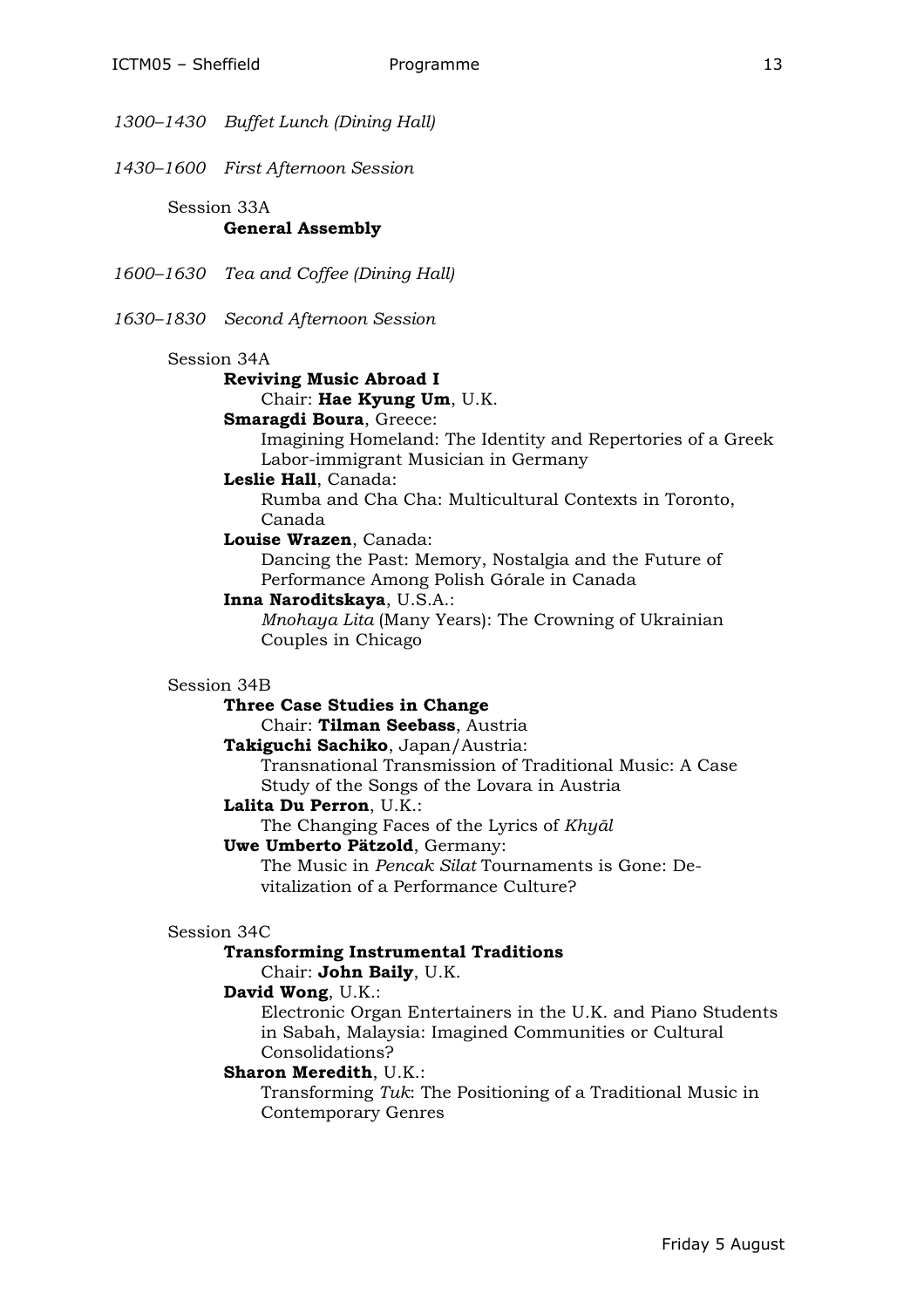*1300–1430 Buffet Lunch (Dining Hall)*

*1430–1600 First Afternoon Session*

Session 33A

**General Assembly**

*1600–1630 Tea and Coffee (Dining Hall)*

*1630–1830 Second Afternoon Session*

Session 34A

**Reviving Music Abroad I**

Chair: **Hae Kyung Um**, U.K.

**Smaragdi Boura**, Greece:
Imagining Homeland: The Identity and Repertories of a Greek Labor-immigrant Musician in Germany

**Leslie Hall**, Canada:
Rumba and Cha Cha: Multicultural Contexts in Toronto, Canada

**Louise Wrazen**, Canada:
Dancing the Past: Memory, Nostalgia and the Future of Performance Among Polish Górale in Canada

**Inna Naroditskaya**, U.S.A.:
*Mnohaya Lita* (Many Years): The Crowning of Ukrainian Couples in Chicago

Session 34B

**Three Case Studies in Change**

Chair: **Tilman Seebass**, Austria

**Takiguchi Sachiko**, Japan/Austria:
Transnational Transmission of Traditional Music: A Case Study of the Songs of the Lovara in Austria

**Lalita Du Perron**, U.K.:
The Changing Faces of the Lyrics of *Khyāl*

**Uwe Umberto Pätzold**, Germany:
The Music in *Pencak Silat* Tournaments is Gone: De-vitalization of a Performance Culture?

Session 34C

**Transforming Instrumental Traditions**

Chair: **John Baily**, U.K.

**David Wong**, U.K.:
Electronic Organ Entertainers in the U.K. and Piano Students in Sabah, Malaysia: Imagined Communities or Cultural Consolidations?

**Sharon Meredith**, U.K.:
Transforming *Tuk*: The Positioning of a Traditional Music in Contemporary Genres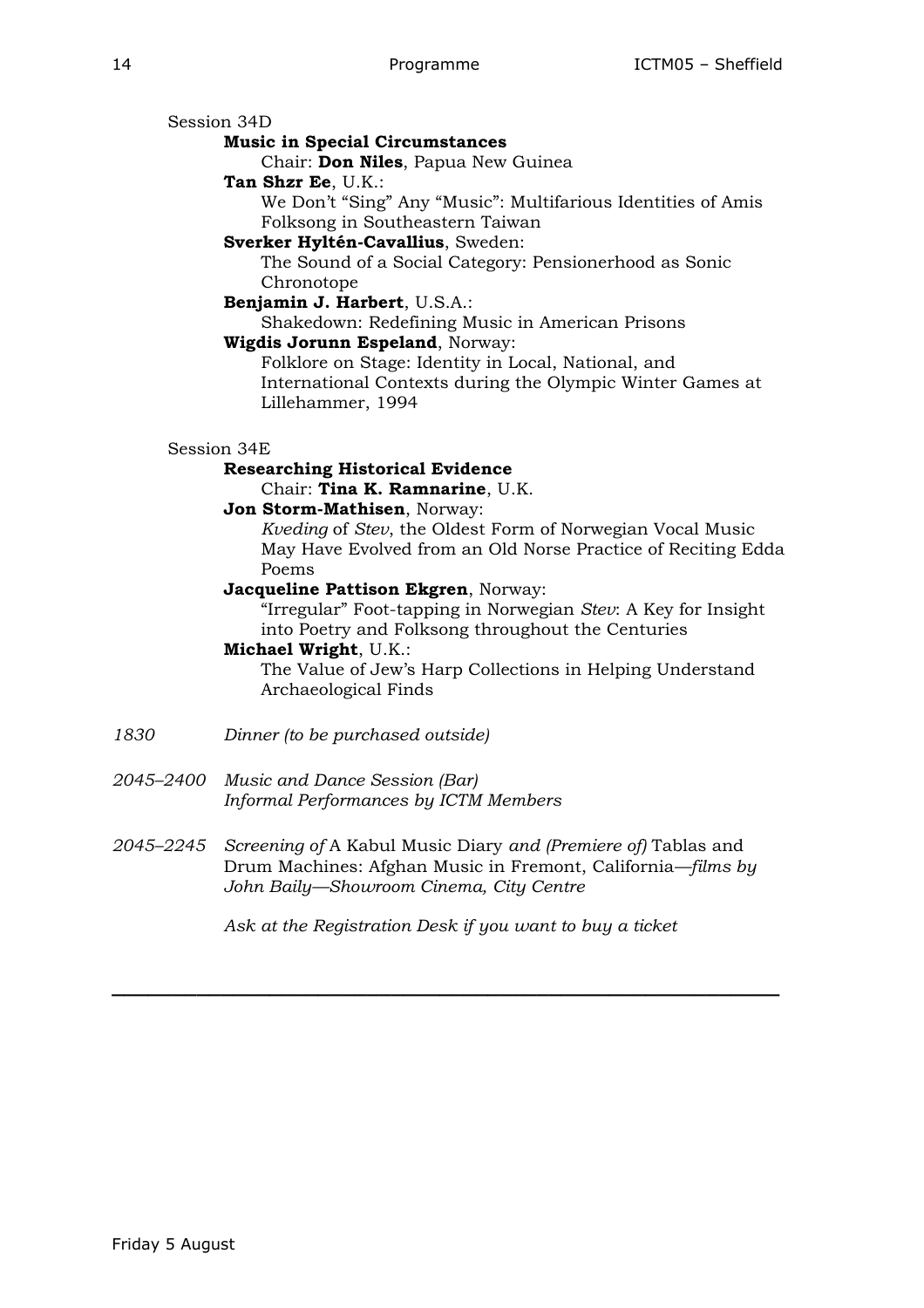Session 34D

**Music in Special Circumstances**

Chair: **Don Niles**, Papua New Guinea

**Tan Shzr Ee**, U.K.:
We Don't "Sing" Any "Music": Multifarious Identities of Amis Folksong in Southeastern Taiwan

**Sverker Hyltén-Cavallius**, Sweden:
The Sound of a Social Category: Pensionerhood as Sonic Chronotope

**Benjamin J. Harbert**, U.S.A.:
Shakedown: Redefining Music in American Prisons

**Wigdis Jorunn Espeland**, Norway:
Folklore on Stage: Identity in Local, National, and International Contexts during the Olympic Winter Games at Lillehammer, 1994

Session 34E

**Researching Historical Evidence**

Chair: **Tina K. Ramnarine**, U.K.

**Jon Storm-Mathisen**, Norway:
*Kveding* of *Stev*, the Oldest Form of Norwegian Vocal Music May Have Evolved from an Old Norse Practice of Reciting Edda Poems

**Jacqueline Pattison Ekgren**, Norway:
"Irregular" Foot-tapping in Norwegian *Stev*: A Key for Insight into Poetry and Folksong throughout the Centuries

**Michael Wright**, U.K.:
The Value of Jew's Harp Collections in Helping Understand Archaeological Finds

*1830* *Dinner (to be purchased outside)*

*2045–2400* *Music and Dance Session (Bar)*
*Informal Performances by ICTM Members*

*2045–2245* *Screening of* A Kabul Music Diary *and (Premiere of)* Tablas and Drum Machines: Afghan Music in Fremont, California*—films by John Baily—Showroom Cinema, City Centre*

*Ask at the Registration Desk if you want to buy a ticket*

Friday 5 August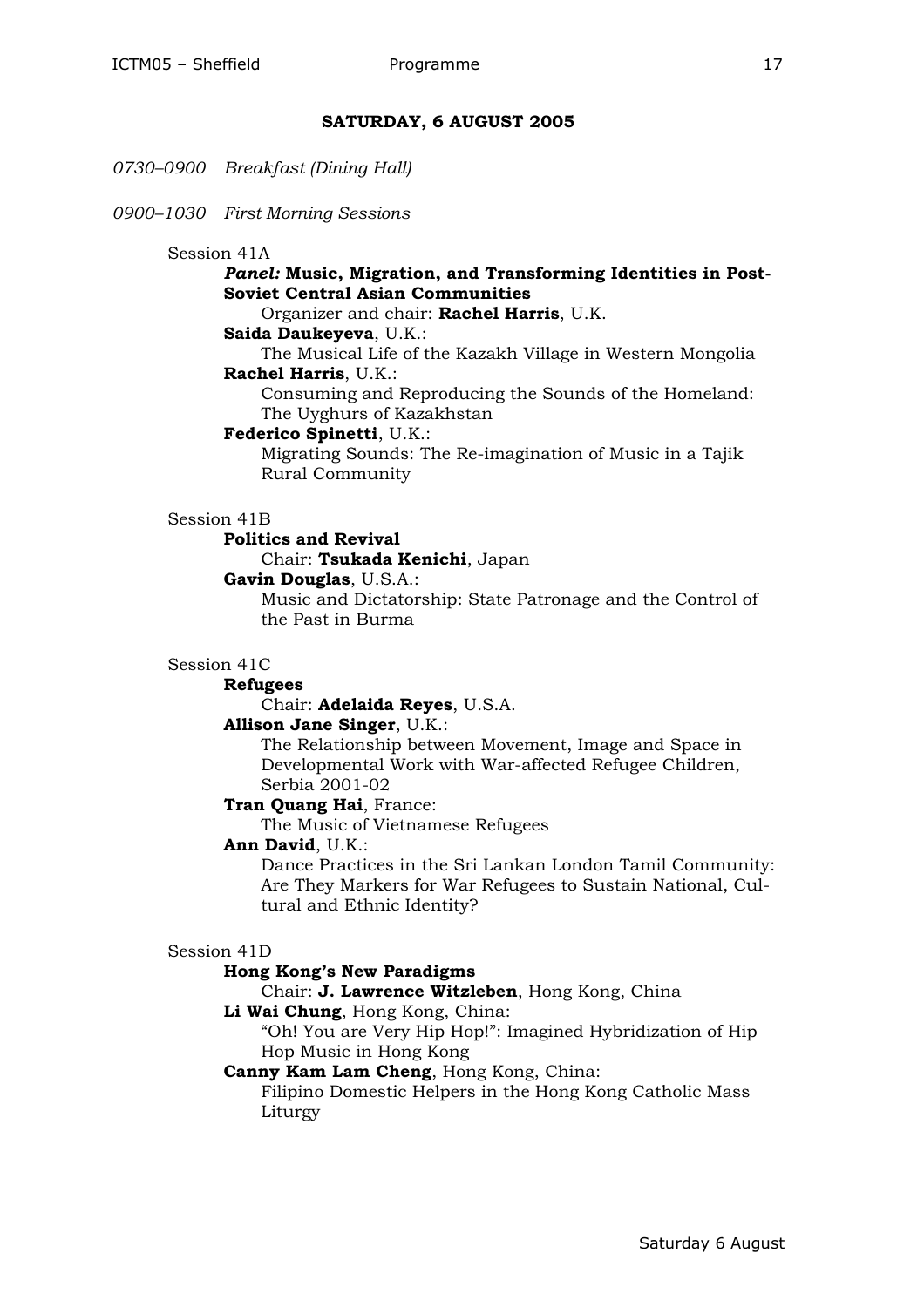**SATURDAY, 6 AUGUST 2005**

*0730–0900 Breakfast (Dining Hall)*

*0900–1030 First Morning Sessions*

Session 41A

***Panel:* Music, Migration, and Transforming Identities in Post-Soviet Central Asian Communities**

Organizer and chair: **Rachel Harris**, U.K.

**Saida Daukeyeva**, U.K.:
The Musical Life of the Kazakh Village in Western Mongolia

**Rachel Harris**, U.K.:
Consuming and Reproducing the Sounds of the Homeland: The Uyghurs of Kazakhstan

**Federico Spinetti**, U.K.:
Migrating Sounds: The Re-imagination of Music in a Tajik Rural Community

Session 41B

**Politics and Revival**

Chair: **Tsukada Kenichi**, Japan

**Gavin Douglas**, U.S.A.:
Music and Dictatorship: State Patronage and the Control of the Past in Burma

Session 41C

**Refugees**

Chair: **Adelaida Reyes**, U.S.A.

**Allison Jane Singer**, U.K.:
The Relationship between Movement, Image and Space in Developmental Work with War-affected Refugee Children, Serbia 2001-02

**Tran Quang Hai**, France:
The Music of Vietnamese Refugees

**Ann David**, U.K.:
Dance Practices in the Sri Lankan London Tamil Community: Are They Markers for War Refugees to Sustain National, Cultural and Ethnic Identity?

Session 41D

**Hong Kong's New Paradigms**

Chair: **J. Lawrence Witzleben**, Hong Kong, China

**Li Wai Chung**, Hong Kong, China:
"Oh! You are Very Hip Hop!": Imagined Hybridization of Hip Hop Music in Hong Kong

**Canny Kam Lam Cheng**, Hong Kong, China:
Filipino Domestic Helpers in the Hong Kong Catholic Mass Liturgy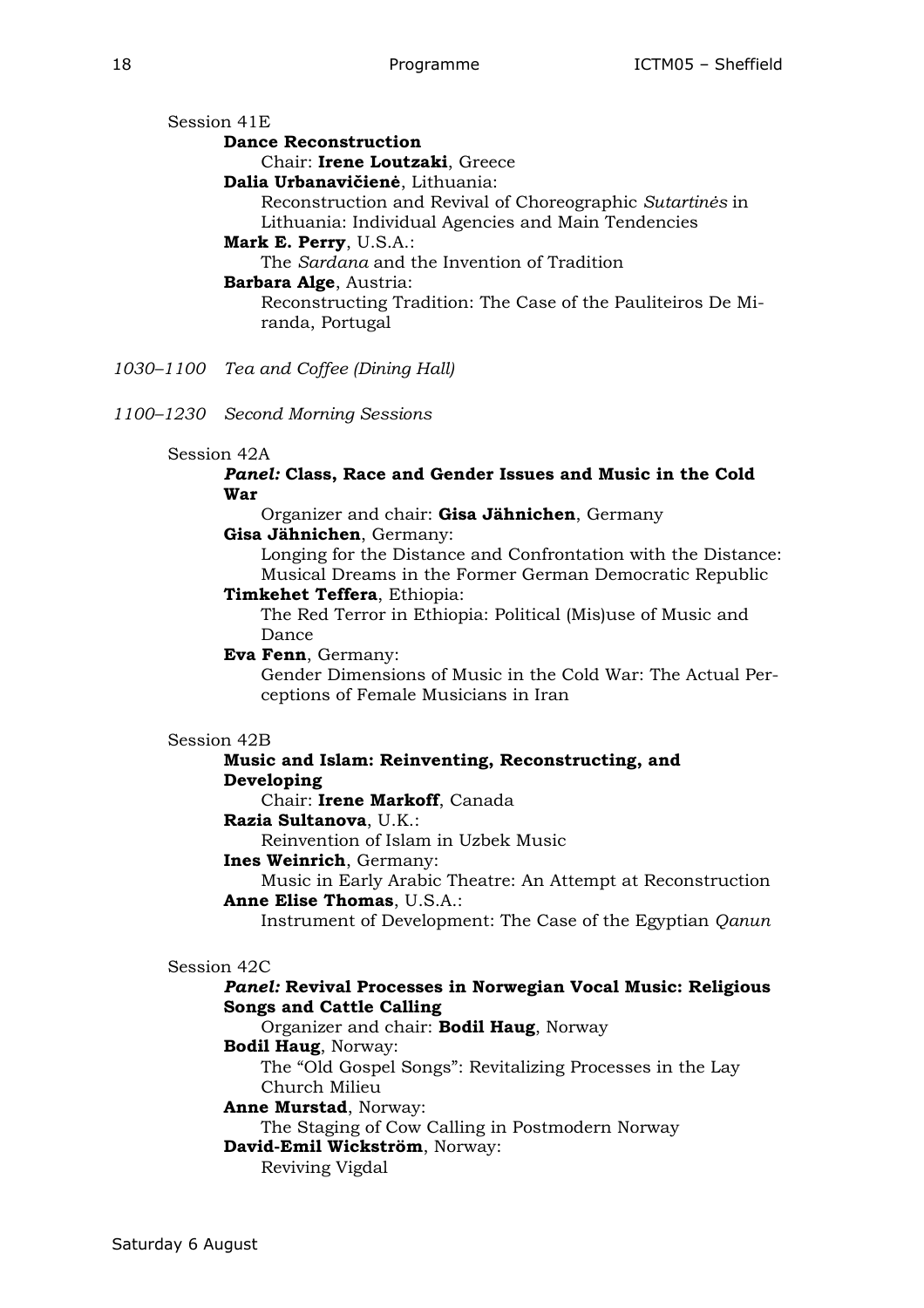Session 41E

**Dance Reconstruction**

Chair: **Irene Loutzaki**, Greece

**Dalia Urbanavičienė**, Lithuania:
Reconstruction and Revival of Choreographic *Sutartinės* in Lithuania: Individual Agencies and Main Tendencies

**Mark E. Perry**, U.S.A.:
The *Sardana* and the Invention of Tradition

**Barbara Alge**, Austria:
Reconstructing Tradition: The Case of the Pauliteiros De Miranda, Portugal

*1030–1100 Tea and Coffee (Dining Hall)*

*1100–1230 Second Morning Sessions*

Session 42A

***Panel:* Class, Race and Gender Issues and Music in the Cold War**

Organizer and chair: **Gisa Jähnichen**, Germany

**Gisa Jähnichen**, Germany:
Longing for the Distance and Confrontation with the Distance: Musical Dreams in the Former German Democratic Republic

**Timkehet Teffera**, Ethiopia:
The Red Terror in Ethiopia: Political (Mis)use of Music and Dance

**Eva Fenn**, Germany:
Gender Dimensions of Music in the Cold War: The Actual Perceptions of Female Musicians in Iran

Session 42B

**Music and Islam: Reinventing, Reconstructing, and Developing**

Chair: **Irene Markoff**, Canada

**Razia Sultanova**, U.K.:
Reinvention of Islam in Uzbek Music

**Ines Weinrich**, Germany:
Music in Early Arabic Theatre: An Attempt at Reconstruction

**Anne Elise Thomas**, U.S.A.:
Instrument of Development: The Case of the Egyptian *Qanun*

Session 42C

***Panel:* Revival Processes in Norwegian Vocal Music: Religious Songs and Cattle Calling**

Organizer and chair: **Bodil Haug**, Norway

**Bodil Haug**, Norway:
The "Old Gospel Songs": Revitalizing Processes in the Lay Church Milieu

**Anne Murstad**, Norway:
The Staging of Cow Calling in Postmodern Norway

**David-Emil Wickström**, Norway:
Reviving Vigdal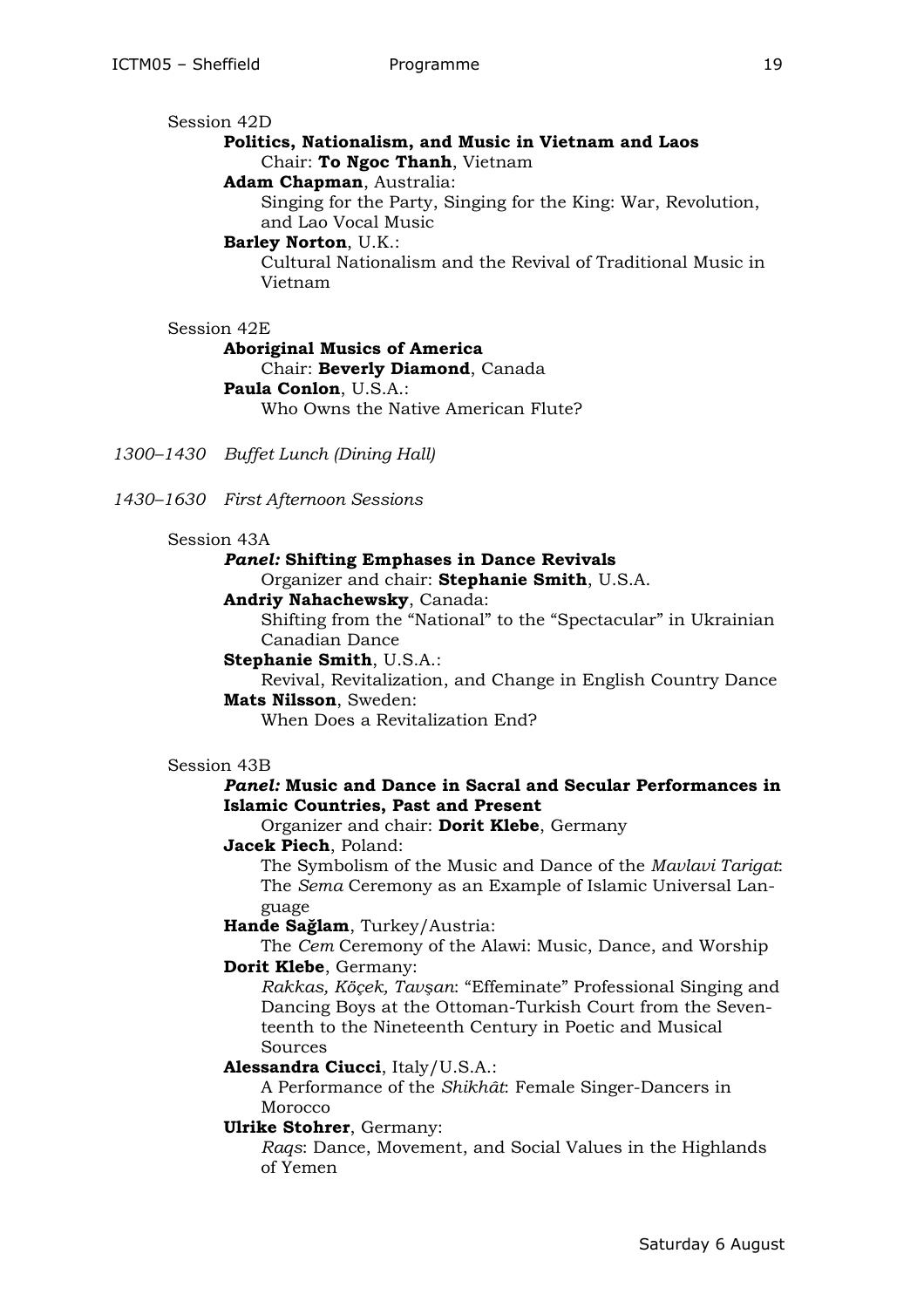Session 42D

**Politics, Nationalism, and Music in Vietnam and Laos**

Chair: **To Ngoc Thanh**, Vietnam

**Adam Chapman**, Australia:

Singing for the Party, Singing for the King: War, Revolution, and Lao Vocal Music

**Barley Norton**, U.K.:

Cultural Nationalism and the Revival of Traditional Music in Vietnam

Session 42E

**Aboriginal Musics of America**

Chair: **Beverly Diamond**, Canada

**Paula Conlon**, U.S.A.:

Who Owns the Native American Flute?

*1300–1430 Buffet Lunch (Dining Hall)*

*1430–1630 First Afternoon Sessions*

Session 43A

***Panel:* Shifting Emphases in Dance Revivals**

Organizer and chair: **Stephanie Smith**, U.S.A.

**Andriy Nahachewsky**, Canada:

Shifting from the "National" to the "Spectacular" in Ukrainian Canadian Dance

**Stephanie Smith**, U.S.A.:

Revival, Revitalization, and Change in English Country Dance

**Mats Nilsson**, Sweden:

When Does a Revitalization End?

Session 43B

***Panel:* Music and Dance in Sacral and Secular Performances in Islamic Countries, Past and Present**

Organizer and chair: **Dorit Klebe**, Germany

**Jacek Piech**, Poland:

The Symbolism of the Music and Dance of the *Mavlavi Tarigat*: The *Sema* Ceremony as an Example of Islamic Universal Language

**Hande Sağlam**, Turkey/Austria:

The *Cem* Ceremony of the Alawi: Music, Dance, and Worship

**Dorit Klebe**, Germany:

*Rakkas, Köçek, Tavşan*: "Effeminate" Professional Singing and Dancing Boys at the Ottoman-Turkish Court from the Seventeenth to the Nineteenth Century in Poetic and Musical Sources

**Alessandra Ciucci**, Italy/U.S.A.:

A Performance of the *Shikhât*: Female Singer-Dancers in Morocco

**Ulrike Stohrer**, Germany:

*Raqs*: Dance, Movement, and Social Values in the Highlands of Yemen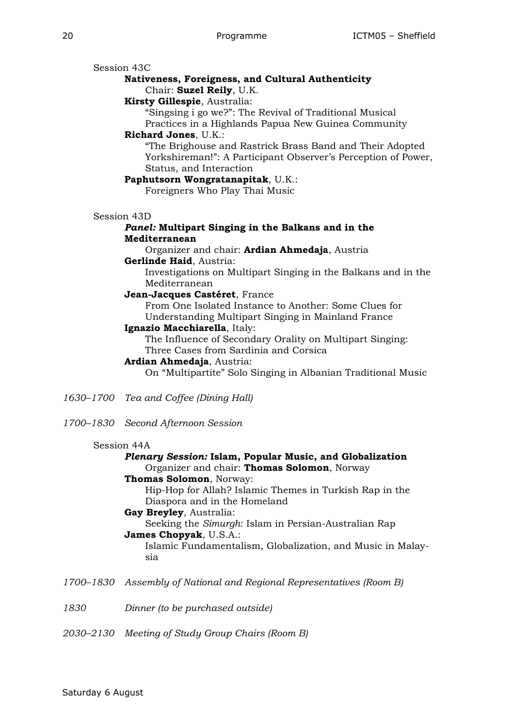Session 43C

**Nativeness, Foreigness, and Cultural Authenticity**

Chair: **Suzel Reily**, U.K.

**Kirsty Gillespie**, Australia:

"Singsing i go we?": The Revival of Traditional Musical Practices in a Highlands Papua New Guinea Community

**Richard Jones**, U.K.:

"The Brighouse and Rastrick Brass Band and Their Adopted Yorkshireman!": A Participant Observer's Perception of Power, Status, and Interaction

**Paphutsorn Wongratanapitak**, U.K.:

Foreigners Who Play Thai Music

Session 43D

***Panel:* Multipart Singing in the Balkans and in the Mediterranean**

Organizer and chair: **Ardian Ahmedaja**, Austria

**Gerlinde Haid**, Austria:

Investigations on Multipart Singing in the Balkans and in the Mediterranean

**Jean-Jacques Castéret**, France

From One Isolated Instance to Another: Some Clues for Understanding Multipart Singing in Mainland France

**Ignazio Macchiarella**, Italy:

The Influence of Secondary Orality on Multipart Singing: Three Cases from Sardinia and Corsica

**Ardian Ahmedaja**, Austria:

On "Multipartite" Solo Singing in Albanian Traditional Music

*1630–1700 Tea and Coffee (Dining Hall)*

*1700–1830 Second Afternoon Session*

Session 44A

***Plenary Session:* Islam, Popular Music, and Globalization**

Organizer and chair: **Thomas Solomon**, Norway

**Thomas Solomon**, Norway:

Hip-Hop for Allah? Islamic Themes in Turkish Rap in the Diaspora and in the Homeland

**Gay Breyley**, Australia:

Seeking the *Simurgh*: Islam in Persian-Australian Rap

**James Chopyak**, U.S.A.:

Islamic Fundamentalism, Globalization, and Music in Malaysia

*1700–1830 Assembly of National and Regional Representatives (Room B)*

*1830 Dinner (to be purchased outside)*

*2030–2130 Meeting of Study Group Chairs (Room B)*

Saturday 6 August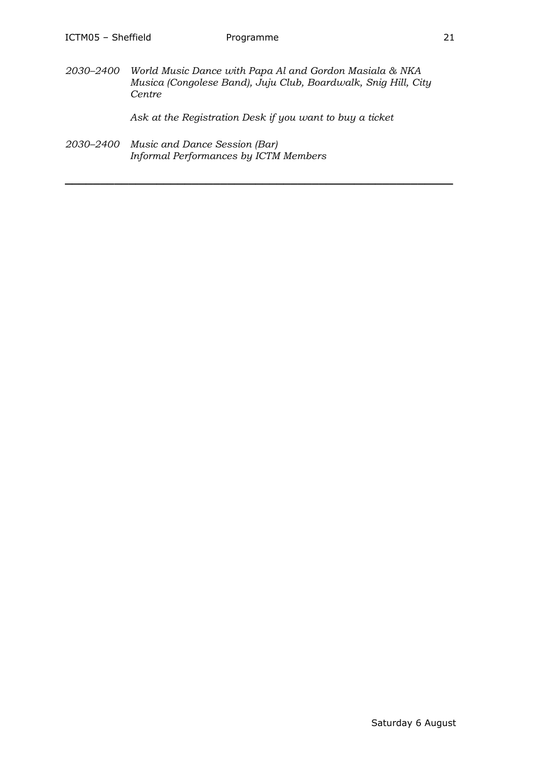*2030–2400 World Music Dance with Papa Al and Gordon Masiala & NKA Musica (Congolese Band), Juju Club, Boardwalk, Snig Hill, City Centre*

*Ask at the Registration Desk if you want to buy a ticket*

*2030–2400 Music and Dance Session (Bar)*
*Informal Performances by ICTM Members*

---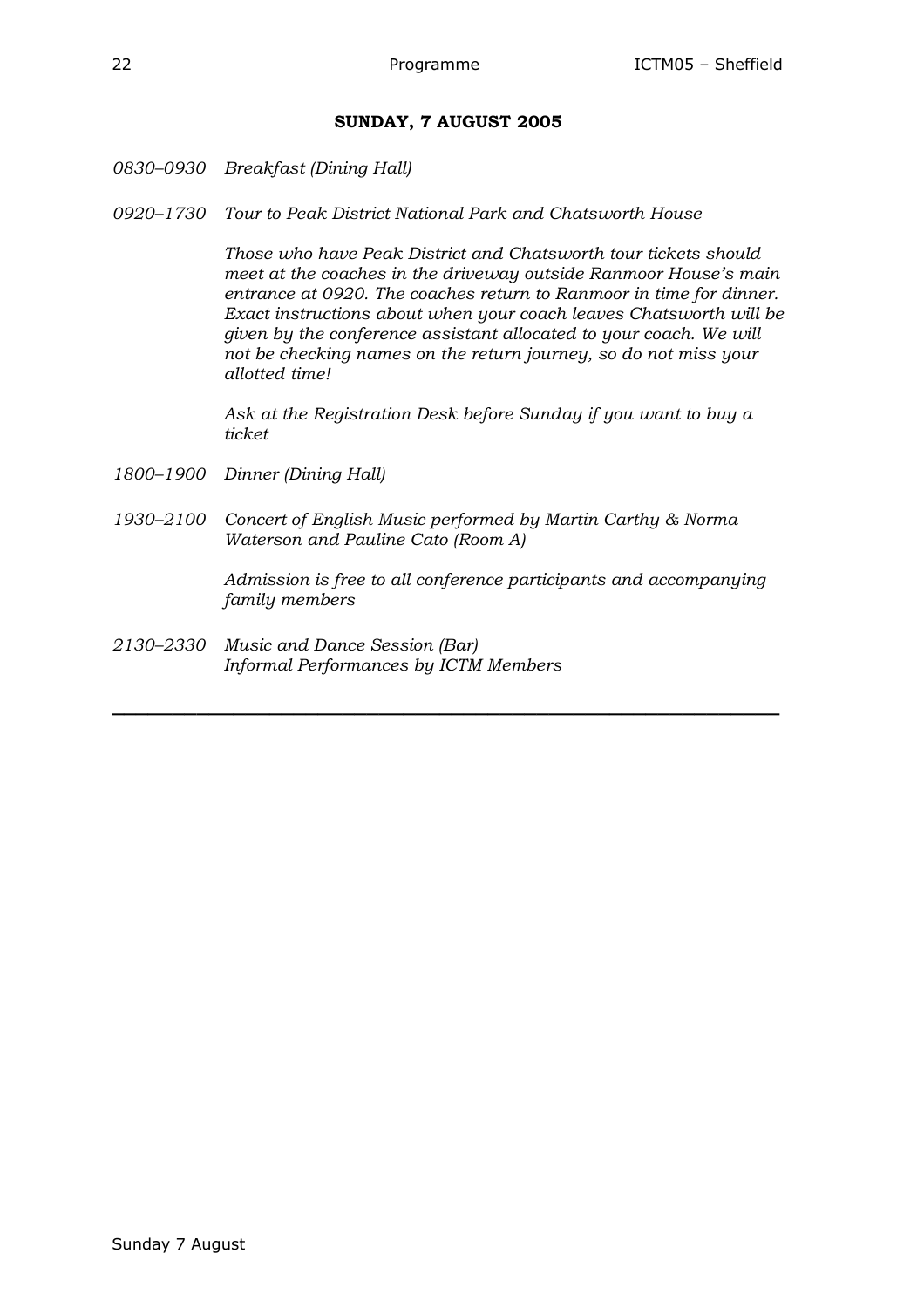## SUNDAY, 7 AUGUST 2005

*0830–0930* *Breakfast (Dining Hall)*

*0920–1730* *Tour to Peak District National Park and Chatsworth House*

*Those who have Peak District and Chatsworth tour tickets should meet at the coaches in the driveway outside Ranmoor House's main entrance at 0920. The coaches return to Ranmoor in time for dinner. Exact instructions about when your coach leaves Chatsworth will be given by the conference assistant allocated to your coach. We will not be checking names on the return journey, so do not miss your allotted time!*

*Ask at the Registration Desk before Sunday if you want to buy a ticket*

*1800–1900* *Dinner (Dining Hall)*

*1930–2100* *Concert of English Music performed by Martin Carthy & Norma Waterson and Pauline Cato (Room A)*

*Admission is free to all conference participants and accompanying family members*

*2130–2330* *Music and Dance Session (Bar)*
*Informal Performances by ICTM Members*

---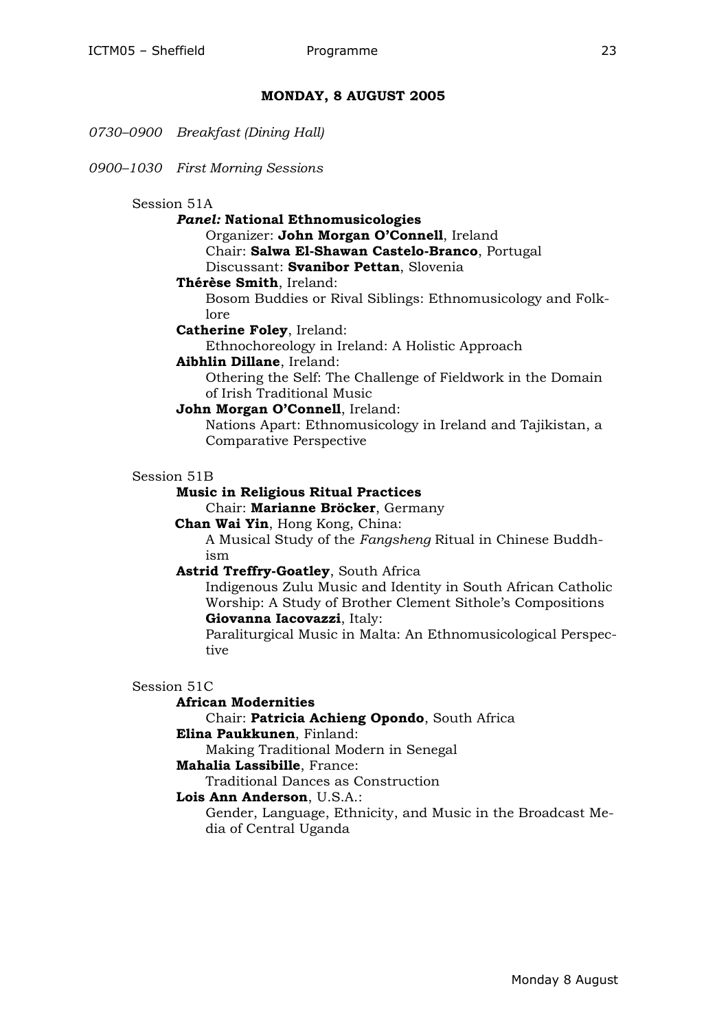## MONDAY, 8 AUGUST 2005

*0730–0900 Breakfast (Dining Hall)*

*0900–1030 First Morning Sessions*

Session 51A

***Panel:* National Ethnomusicologies**

Organizer: **John Morgan O'Connell**, Ireland
Chair: **Salwa El-Shawan Castelo-Branco**, Portugal
Discussant: **Svanibor Pettan**, Slovenia

**Thérèse Smith**, Ireland:
Bosom Buddies or Rival Siblings: Ethnomusicology and Folklore

**Catherine Foley**, Ireland:
Ethnochoreology in Ireland: A Holistic Approach

**Aibhlin Dillane**, Ireland:
Othering the Self: The Challenge of Fieldwork in the Domain of Irish Traditional Music

**John Morgan O'Connell**, Ireland:
Nations Apart: Ethnomusicology in Ireland and Tajikistan, a Comparative Perspective

Session 51B

**Music in Religious Ritual Practices**

Chair: **Marianne Bröcker**, Germany

**Chan Wai Yin**, Hong Kong, China:
A Musical Study of the *Fangsheng* Ritual in Chinese Buddhism

**Astrid Treffry-Goatley**, South Africa
Indigenous Zulu Music and Identity in South African Catholic Worship: A Study of Brother Clement Sithole's Compositions

**Giovanna Iacovazzi**, Italy:
Paraliturgical Music in Malta: An Ethnomusicological Perspective

Session 51C

**African Modernities**

Chair: **Patricia Achieng Opondo**, South Africa

**Elina Paukkunen**, Finland:
Making Traditional Modern in Senegal

**Mahalia Lassibille**, France:
Traditional Dances as Construction

**Lois Ann Anderson**, U.S.A.:
Gender, Language, Ethnicity, and Music in the Broadcast Media of Central Uganda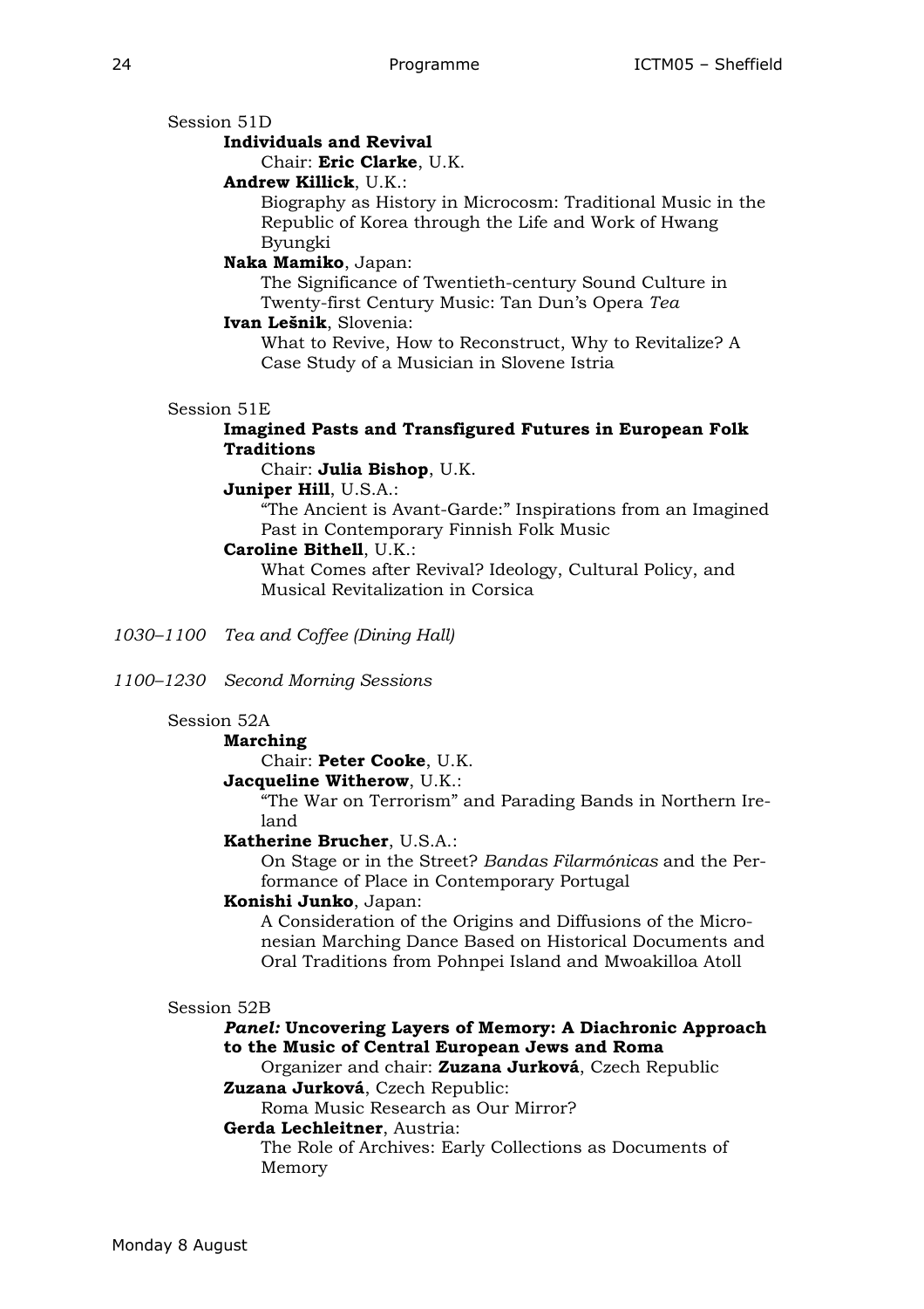Session 51D

**Individuals and Revival**

Chair: **Eric Clarke**, U.K.

**Andrew Killick**, U.K.:

Biography as History in Microcosm: Traditional Music in the Republic of Korea through the Life and Work of Hwang Byungki

**Naka Mamiko**, Japan:

The Significance of Twentieth-century Sound Culture in Twenty-first Century Music: Tan Dun's Opera *Tea*

**Ivan Lešnik**, Slovenia:

What to Revive, How to Reconstruct, Why to Revitalize? A Case Study of a Musician in Slovene Istria

Session 51E

**Imagined Pasts and Transfigured Futures in European Folk Traditions**

Chair: **Julia Bishop**, U.K.

**Juniper Hill**, U.S.A.:

"The Ancient is Avant-Garde:" Inspirations from an Imagined Past in Contemporary Finnish Folk Music

**Caroline Bithell**, U.K.:

What Comes after Revival? Ideology, Cultural Policy, and Musical Revitalization in Corsica

*1030–1100 Tea and Coffee (Dining Hall)*

*1100–1230 Second Morning Sessions*

Session 52A

**Marching**

Chair: **Peter Cooke**, U.K.

**Jacqueline Witherow**, U.K.:

"The War on Terrorism" and Parading Bands in Northern Ireland

**Katherine Brucher**, U.S.A.:

On Stage or in the Street? *Bandas Filarmónicas* and the Performance of Place in Contemporary Portugal

**Konishi Junko**, Japan:

A Consideration of the Origins and Diffusions of the Micronesian Marching Dance Based on Historical Documents and Oral Traditions from Pohnpei Island and Mwoakilloa Atoll

Session 52B

***Panel:* Uncovering Layers of Memory: A Diachronic Approach to the Music of Central European Jews and Roma**

Organizer and chair: **Zuzana Jurková**, Czech Republic

**Zuzana Jurková**, Czech Republic:

Roma Music Research as Our Mirror?

**Gerda Lechleitner**, Austria:

The Role of Archives: Early Collections as Documents of Memory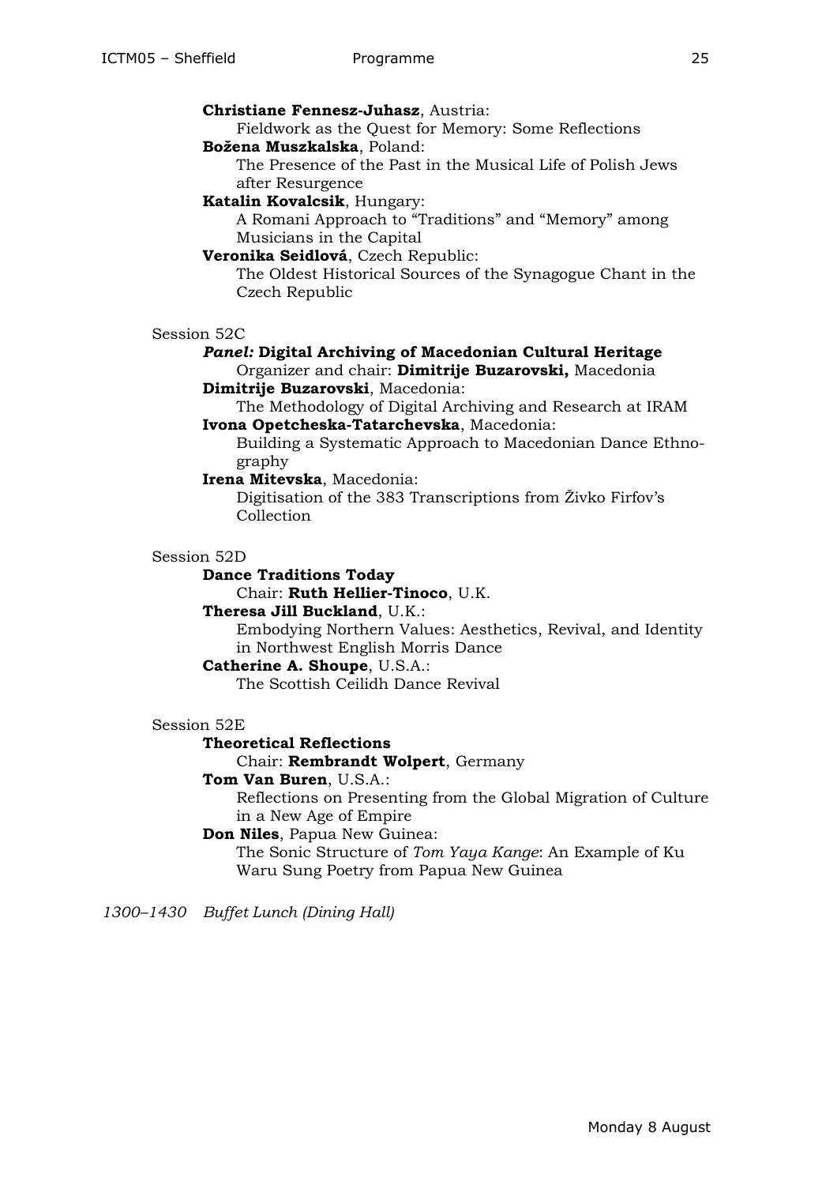**Christiane Fennesz-Juhasz**, Austria:
Fieldwork as the Quest for Memory: Some Reflections

**Božena Muszkalska**, Poland:
The Presence of the Past in the Musical Life of Polish Jews after Resurgence

**Katalin Kovalcsik**, Hungary:
A Romani Approach to "Traditions" and "Memory" among Musicians in the Capital

**Veronika Seidlová**, Czech Republic:
The Oldest Historical Sources of the Synagogue Chant in the Czech Republic

Session 52C

***Panel:* Digital Archiving of Macedonian Cultural Heritage**
Organizer and chair: **Dimitrije Buzarovski,** Macedonia

**Dimitrije Buzarovski**, Macedonia:
The Methodology of Digital Archiving and Research at IRAM

**Ivona Opetcheska-Tatarchevska**, Macedonia:
Building a Systematic Approach to Macedonian Dance Ethnography

**Irena Mitevska**, Macedonia:
Digitisation of the 383 Transcriptions from Živko Firfov's Collection

Session 52D

**Dance Traditions Today**
Chair: **Ruth Hellier-Tinoco**, U.K.

**Theresa Jill Buckland**, U.K.:
Embodying Northern Values: Aesthetics, Revival, and Identity in Northwest English Morris Dance

**Catherine A. Shoupe**, U.S.A.:
The Scottish Ceilidh Dance Revival

Session 52E

**Theoretical Reflections**
Chair: **Rembrandt Wolpert**, Germany

**Tom Van Buren**, U.S.A.:
Reflections on Presenting from the Global Migration of Culture in a New Age of Empire

**Don Niles**, Papua New Guinea:
The Sonic Structure of *Tom Yaya Kange*: An Example of Ku Waru Sung Poetry from Papua New Guinea

*1300–1430 Buffet Lunch (Dining Hall)*

Monday 8 August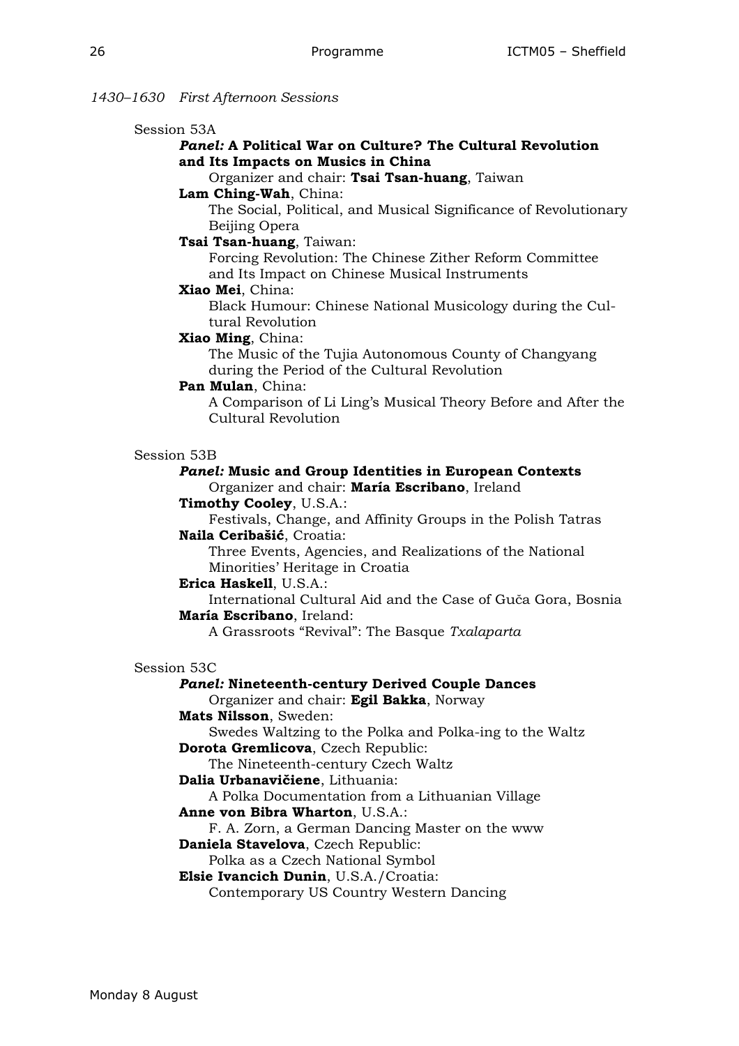*1430–1630 First Afternoon Sessions*

Session 53A

***Panel:* A Political War on Culture? The Cultural Revolution and Its Impacts on Musics in China**

Organizer and chair: **Tsai Tsan-huang**, Taiwan

**Lam Ching-Wah**, China:
The Social, Political, and Musical Significance of Revolutionary Beijing Opera

**Tsai Tsan-huang**, Taiwan:
Forcing Revolution: The Chinese Zither Reform Committee and Its Impact on Chinese Musical Instruments

**Xiao Mei**, China:
Black Humour: Chinese National Musicology during the Cultural Revolution

**Xiao Ming**, China:
The Music of the Tujia Autonomous County of Changyang during the Period of the Cultural Revolution

**Pan Mulan**, China:
A Comparison of Li Ling's Musical Theory Before and After the Cultural Revolution

Session 53B

***Panel:* Music and Group Identities in European Contexts**

Organizer and chair: **María Escribano**, Ireland

**Timothy Cooley**, U.S.A.:
Festivals, Change, and Affinity Groups in the Polish Tatras

**Naila Ceribašić**, Croatia:
Three Events, Agencies, and Realizations of the National Minorities' Heritage in Croatia

**Erica Haskell**, U.S.A.:
International Cultural Aid and the Case of Guča Gora, Bosnia

**María Escribano**, Ireland:
A Grassroots "Revival": The Basque *Txalaparta*

Session 53C

***Panel:* Nineteenth-century Derived Couple Dances**

Organizer and chair: **Egil Bakka**, Norway

**Mats Nilsson**, Sweden:
Swedes Waltzing to the Polka and Polka-ing to the Waltz

**Dorota Gremlicova**, Czech Republic:
The Nineteenth-century Czech Waltz

**Dalia Urbanavičiene**, Lithuania:
A Polka Documentation from a Lithuanian Village

**Anne von Bibra Wharton**, U.S.A.:
F. A. Zorn, a German Dancing Master on the www

**Daniela Stavelova**, Czech Republic:
Polka as a Czech National Symbol

**Elsie Ivancich Dunin**, U.S.A./Croatia:
Contemporary US Country Western Dancing

Monday 8 August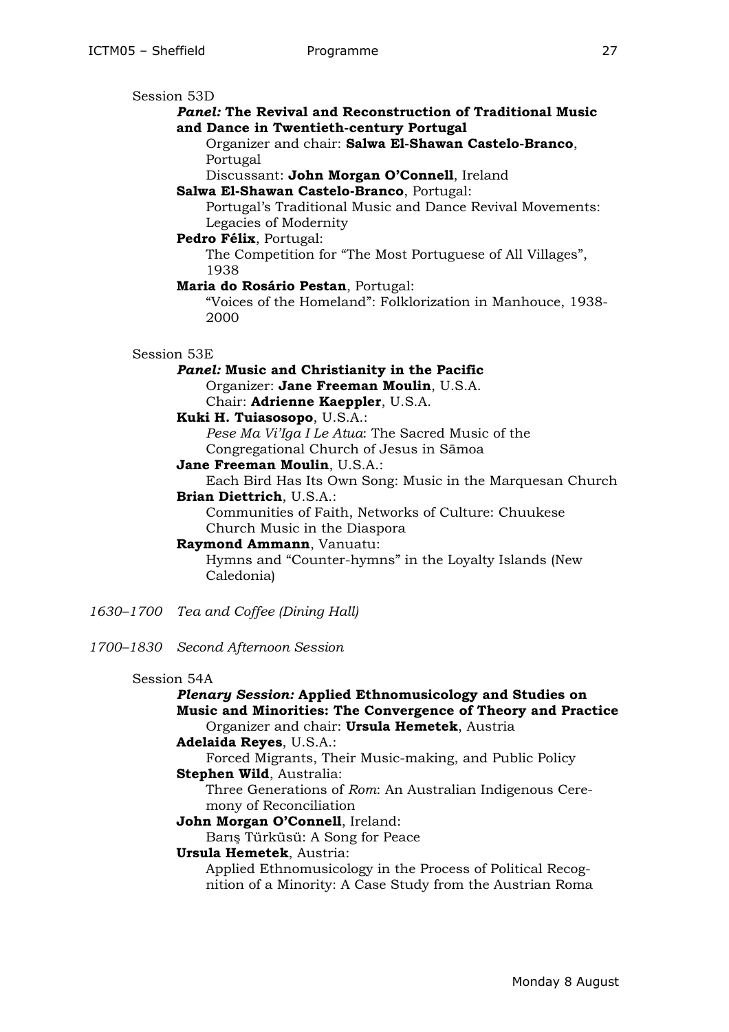Session 53D

***Panel:* The Revival and Reconstruction of Traditional Music and Dance in Twentieth-century Portugal**

Organizer and chair: **Salwa El-Shawan Castelo-Branco**, Portugal

Discussant: **John Morgan O'Connell**, Ireland

**Salwa El-Shawan Castelo-Branco**, Portugal:
Portugal's Traditional Music and Dance Revival Movements: Legacies of Modernity

**Pedro Félix**, Portugal:
The Competition for "The Most Portuguese of All Villages", 1938

**Maria do Rosário Pestan**, Portugal:
"Voices of the Homeland": Folklorization in Manhouce, 1938-2000

Session 53E

***Panel:* Music and Christianity in the Pacific**

Organizer: **Jane Freeman Moulin**, U.S.A.

Chair: **Adrienne Kaeppler**, U.S.A.

**Kuki H. Tuiasosopo**, U.S.A.:
*Pese Ma Vi'Iga I Le Atua*: The Sacred Music of the Congregational Church of Jesus in Sāmoa

**Jane Freeman Moulin**, U.S.A.:
Each Bird Has Its Own Song: Music in the Marquesan Church

**Brian Diettrich**, U.S.A.:
Communities of Faith, Networks of Culture: Chuukese Church Music in the Diaspora

**Raymond Ammann**, Vanuatu:
Hymns and "Counter-hymns" in the Loyalty Islands (New Caledonia)

*1630–1700 Tea and Coffee (Dining Hall)*

*1700–1830 Second Afternoon Session*

Session 54A

***Plenary Session:* Applied Ethnomusicology and Studies on Music and Minorities: The Convergence of Theory and Practice**

Organizer and chair: **Ursula Hemetek**, Austria

**Adelaida Reyes**, U.S.A.:
Forced Migrants, Their Music-making, and Public Policy

**Stephen Wild**, Australia:
Three Generations of *Rom*: An Australian Indigenous Ceremony of Reconciliation

**John Morgan O'Connell**, Ireland:
Barış Türküsü: A Song for Peace

**Ursula Hemetek**, Austria:
Applied Ethnomusicology in the Process of Political Recognition of a Minority: A Case Study from the Austrian Roma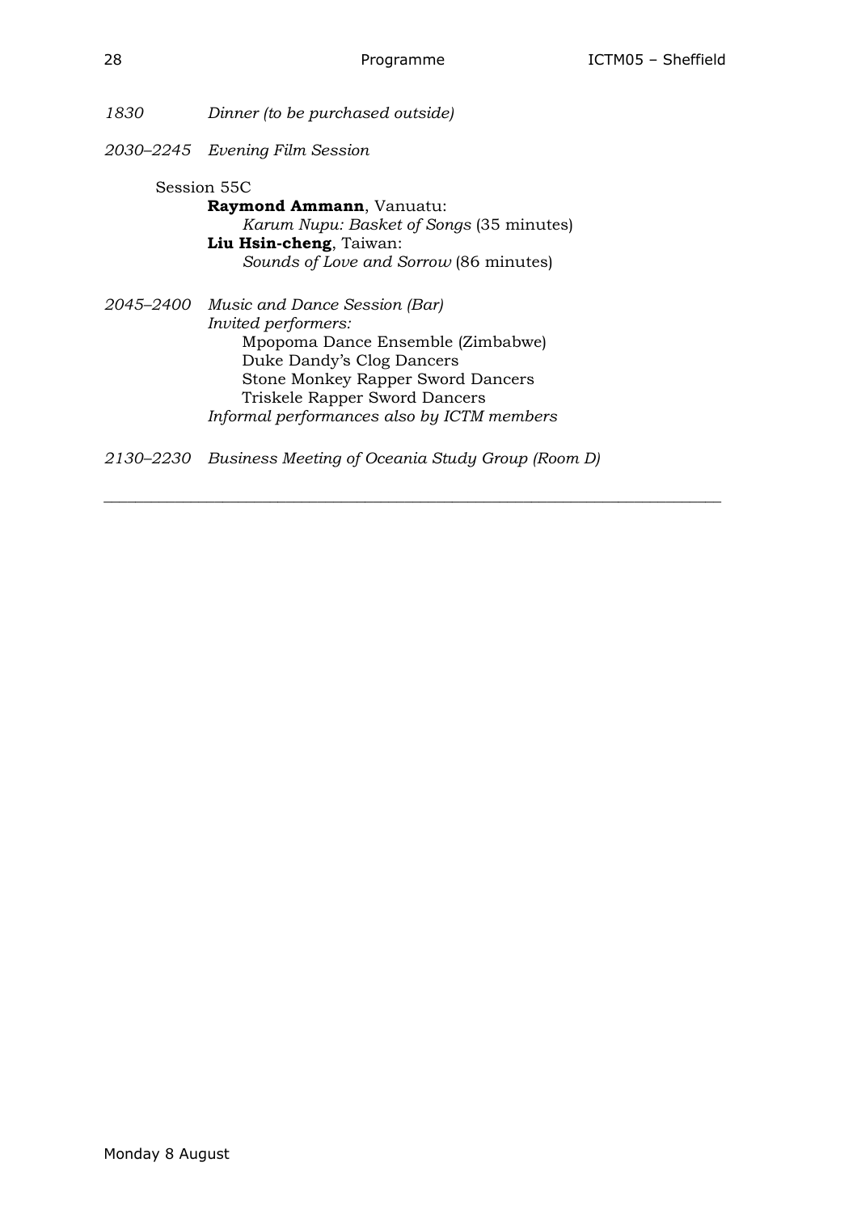*1830* *Dinner (to be purchased outside)*

*2030–2245* *Evening Film Session*

Session 55C

**Raymond Ammann**, Vanuatu:
*Karum Nupu: Basket of Songs* (35 minutes)

**Liu Hsin-cheng**, Taiwan:
*Sounds of Love and Sorrow* (86 minutes)

*2045–2400* *Music and Dance Session (Bar)*

*Invited performers:*

Mpopoma Dance Ensemble (Zimbabwe)
Duke Dandy's Clog Dancers
Stone Monkey Rapper Sword Dancers
Triskele Rapper Sword Dancers

*Informal performances also by ICTM members*

*2130–2230* *Business Meeting of Oceania Study Group (Room D)*

---

Monday 8 August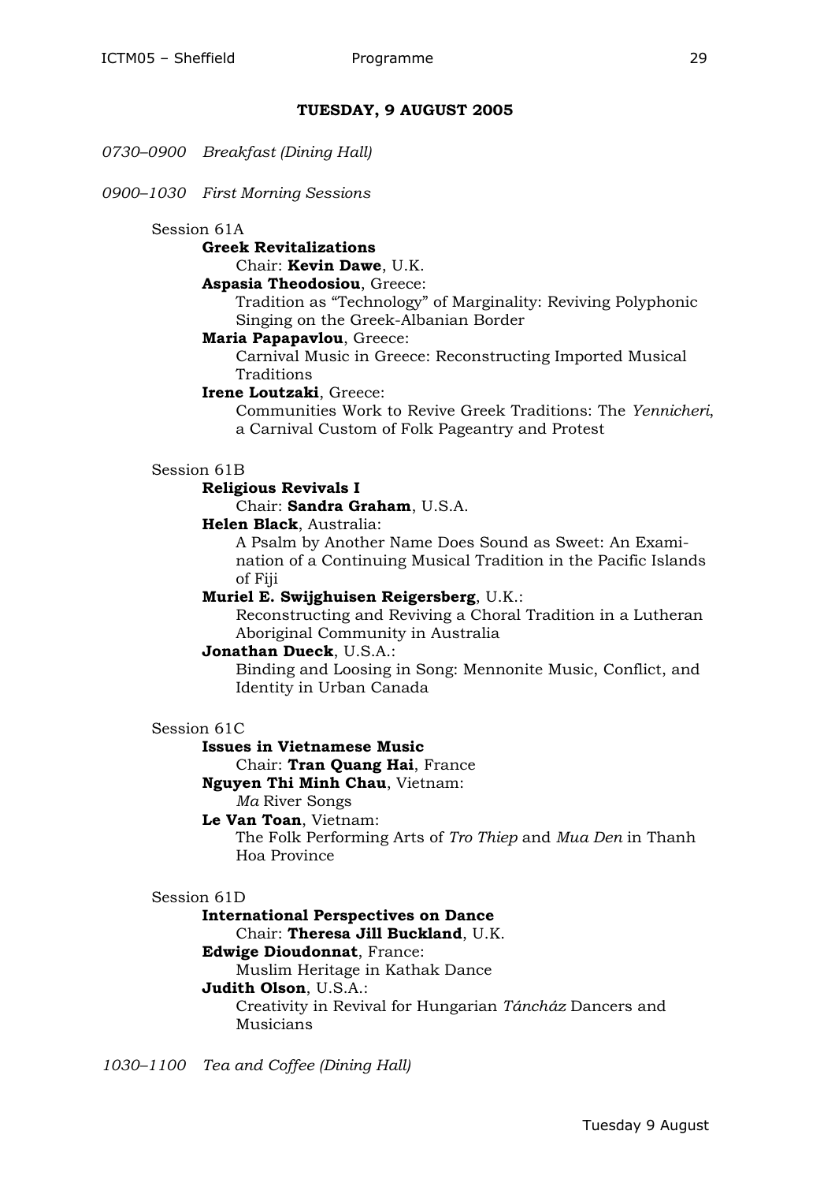## TUESDAY, 9 AUGUST 2005

*0730–0900 Breakfast (Dining Hall)*

*0900–1030 First Morning Sessions*

Session 61A

**Greek Revitalizations**

Chair: **Kevin Dawe**, U.K.

**Aspasia Theodosiou**, Greece:
Tradition as "Technology" of Marginality: Reviving Polyphonic Singing on the Greek-Albanian Border

**Maria Papapavlou**, Greece:
Carnival Music in Greece: Reconstructing Imported Musical Traditions

**Irene Loutzaki**, Greece:
Communities Work to Revive Greek Traditions: The *Yennicheri*, a Carnival Custom of Folk Pageantry and Protest

Session 61B

**Religious Revivals I**

Chair: **Sandra Graham**, U.S.A.

**Helen Black**, Australia:
A Psalm by Another Name Does Sound as Sweet: An Examination of a Continuing Musical Tradition in the Pacific Islands of Fiji

**Muriel E. Swijghuisen Reigersberg**, U.K.:
Reconstructing and Reviving a Choral Tradition in a Lutheran Aboriginal Community in Australia

**Jonathan Dueck**, U.S.A.:
Binding and Loosing in Song: Mennonite Music, Conflict, and Identity in Urban Canada

Session 61C

**Issues in Vietnamese Music**

Chair: **Tran Quang Hai**, France

**Nguyen Thi Minh Chau**, Vietnam:
*Ma* River Songs

**Le Van Toan**, Vietnam:
The Folk Performing Arts of *Tro Thiep* and *Mua Den* in Thanh Hoa Province

Session 61D

**International Perspectives on Dance**

Chair: **Theresa Jill Buckland**, U.K.

**Edwige Dioudonnat**, France:
Muslim Heritage in Kathak Dance

**Judith Olson**, U.S.A.:
Creativity in Revival for Hungarian *Táncház* Dancers and Musicians

*1030–1100 Tea and Coffee (Dining Hall)*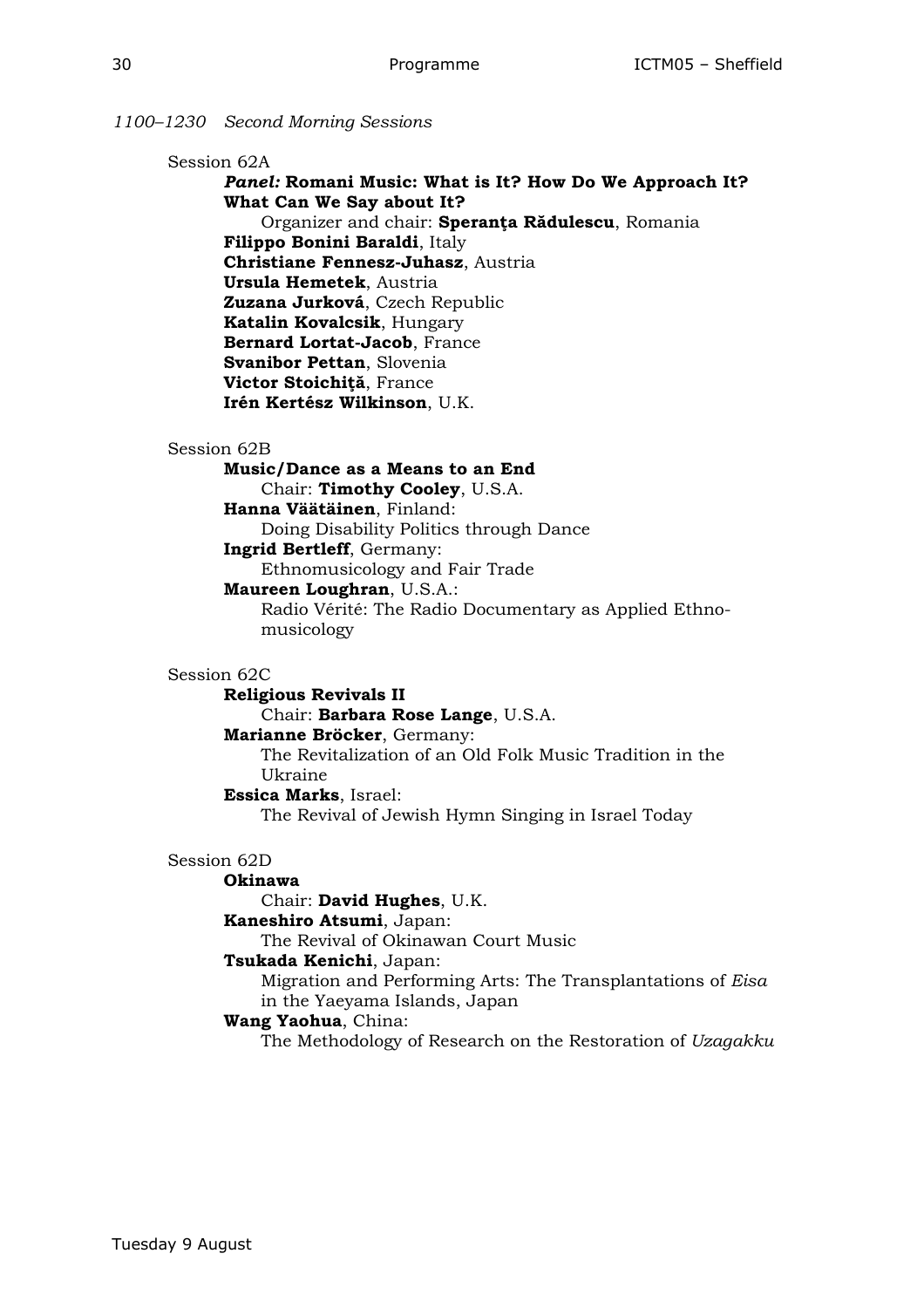*1100–1230 Second Morning Sessions*

Session 62A

***Panel:* Romani Music: What is It? How Do We Approach It? What Can We Say about It?**

Organizer and chair: **Speranţa Rădulescu**, Romania

**Filippo Bonini Baraldi**, Italy

**Christiane Fennesz-Juhasz**, Austria

**Ursula Hemetek**, Austria

**Zuzana Jurková**, Czech Republic

**Katalin Kovalcsik**, Hungary

**Bernard Lortat-Jacob**, France

**Svanibor Pettan**, Slovenia

**Victor Stoichiţă**, France

**Irén Kertész Wilkinson**, U.K.

Session 62B

**Music/Dance as a Means to an End**

Chair: **Timothy Cooley**, U.S.A.

**Hanna Väätäinen**, Finland:
Doing Disability Politics through Dance

**Ingrid Bertleff**, Germany:
Ethnomusicology and Fair Trade

**Maureen Loughran**, U.S.A.:
Radio Vérité: The Radio Documentary as Applied Ethnomusicology

Session 62C

**Religious Revivals II**

Chair: **Barbara Rose Lange**, U.S.A.

**Marianne Bröcker**, Germany:
The Revitalization of an Old Folk Music Tradition in the Ukraine

**Essica Marks**, Israel:
The Revival of Jewish Hymn Singing in Israel Today

Session 62D

**Okinawa**

Chair: **David Hughes**, U.K.

**Kaneshiro Atsumi**, Japan:
The Revival of Okinawan Court Music

**Tsukada Kenichi**, Japan:
Migration and Performing Arts: The Transplantations of *Eisa* in the Yaeyama Islands, Japan

**Wang Yaohua**, China:
The Methodology of Research on the Restoration of *Uzagakku*

Tuesday 9 August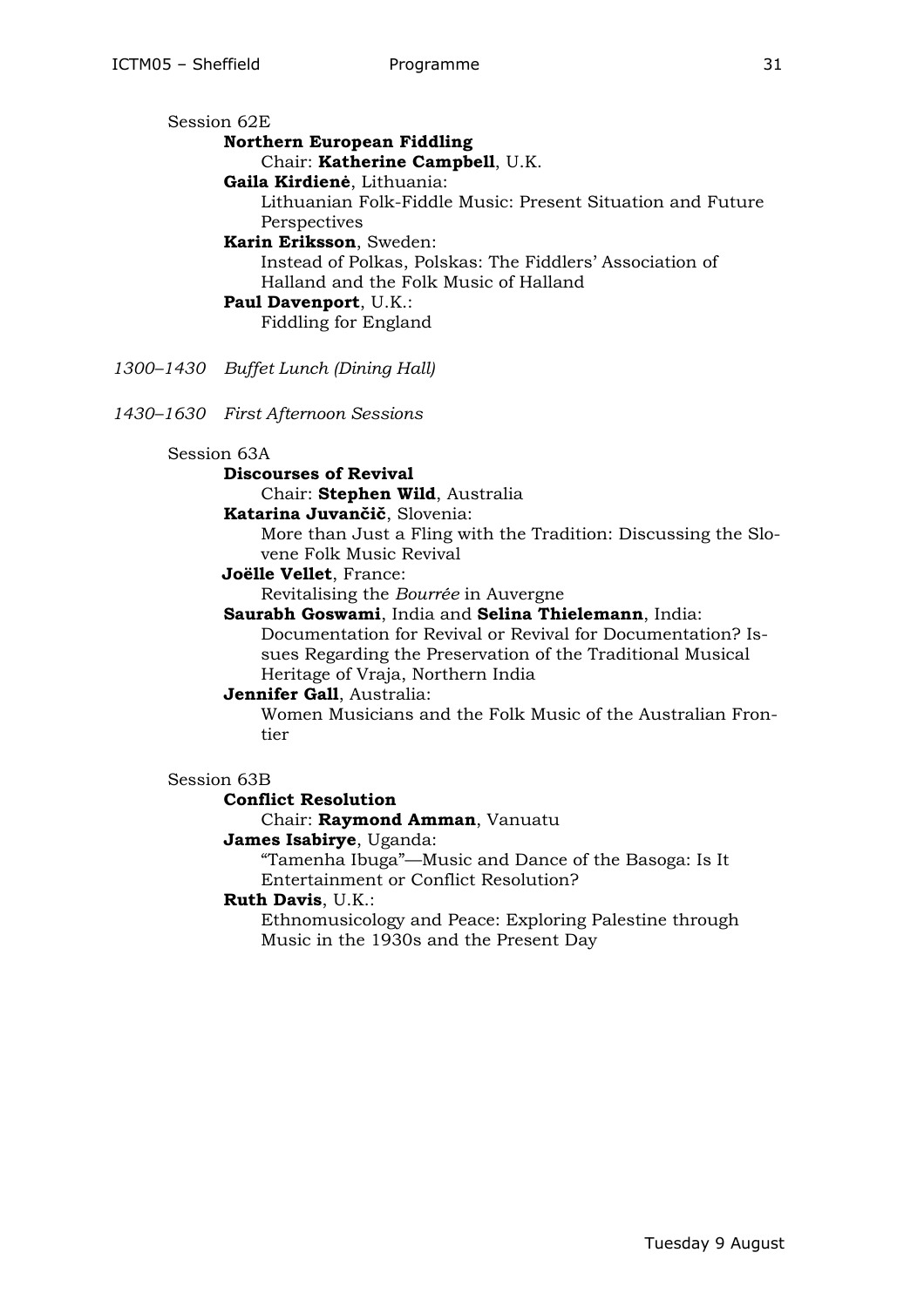Session 62E

**Northern European Fiddling**

Chair: **Katherine Campbell**, U.K.

**Gaila Kirdienė**, Lithuania:
Lithuanian Folk-Fiddle Music: Present Situation and Future Perspectives

**Karin Eriksson**, Sweden:
Instead of Polkas, Polskas: The Fiddlers' Association of Halland and the Folk Music of Halland

**Paul Davenport**, U.K.:
Fiddling for England

*1300–1430 Buffet Lunch (Dining Hall)*

*1430–1630 First Afternoon Sessions*

Session 63A

**Discourses of Revival**

Chair: **Stephen Wild**, Australia

**Katarina Juvančič**, Slovenia:
More than Just a Fling with the Tradition: Discussing the Slovene Folk Music Revival

**Joëlle Vellet**, France:
Revitalising the *Bourrée* in Auvergne

**Saurabh Goswami**, India and **Selina Thielemann**, India:
Documentation for Revival or Revival for Documentation? Issues Regarding the Preservation of the Traditional Musical Heritage of Vraja, Northern India

**Jennifer Gall**, Australia:
Women Musicians and the Folk Music of the Australian Frontier

Session 63B

**Conflict Resolution**

Chair: **Raymond Amman**, Vanuatu

**James Isabirye**, Uganda:
"Tamenha Ibuga"—Music and Dance of the Basoga: Is It Entertainment or Conflict Resolution?

**Ruth Davis**, U.K.:
Ethnomusicology and Peace: Exploring Palestine through Music in the 1930s and the Present Day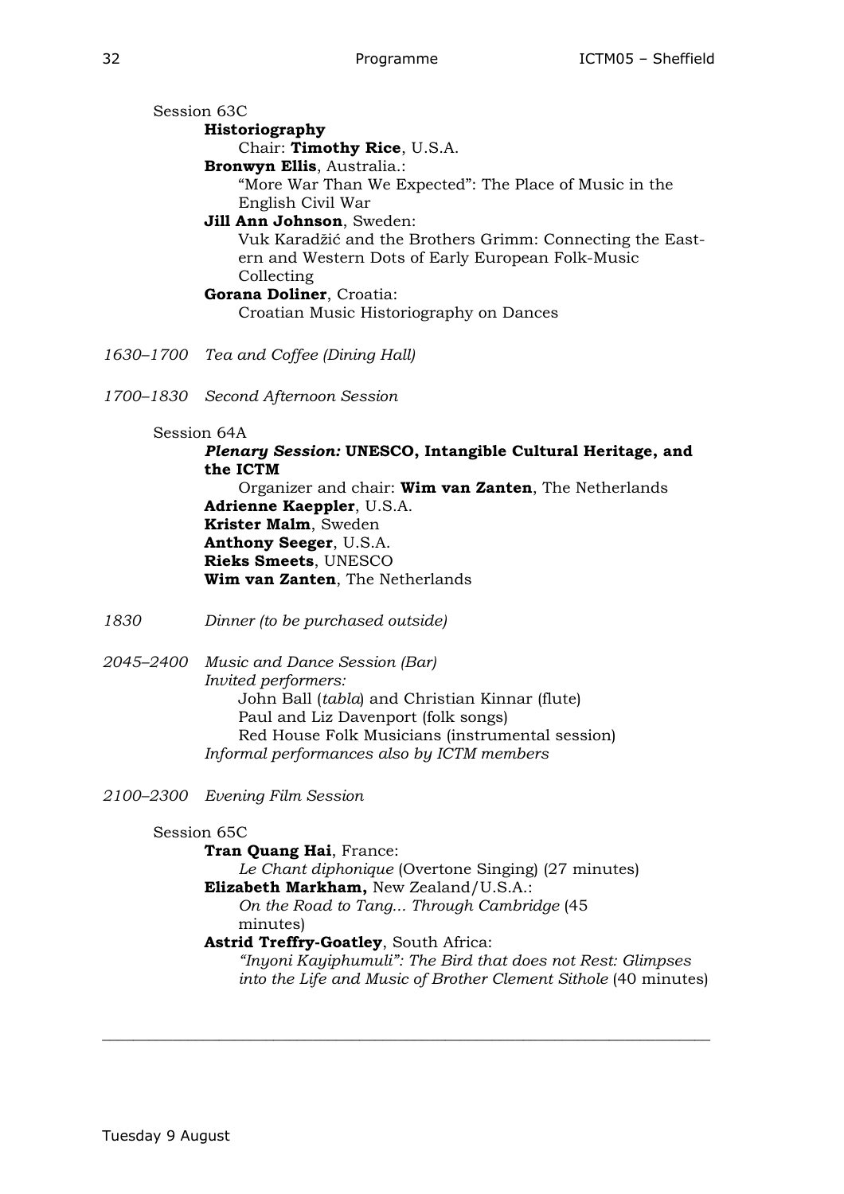Session 63C

**Historiography**

Chair: **Timothy Rice**, U.S.A.

**Bronwyn Ellis**, Australia.:
"More War Than We Expected": The Place of Music in the English Civil War

**Jill Ann Johnson**, Sweden:
Vuk Karadžić and the Brothers Grimm: Connecting the Eastern and Western Dots of Early European Folk-Music Collecting

**Gorana Doliner**, Croatia:
Croatian Music Historiography on Dances

*1630–1700 Tea and Coffee (Dining Hall)*

*1700–1830 Second Afternoon Session*

Session 64A

***Plenary Session:* UNESCO, Intangible Cultural Heritage, and the ICTM**

Organizer and chair: **Wim van Zanten**, The Netherlands
**Adrienne Kaeppler**, U.S.A.
**Krister Malm**, Sweden
**Anthony Seeger**, U.S.A.
**Rieks Smeets**, UNESCO
**Wim van Zanten**, The Netherlands

*1830 Dinner (to be purchased outside)*

*2045–2400 Music and Dance Session (Bar)*

*Invited performers:*
John Ball (*tabla*) and Christian Kinnar (flute)
Paul and Liz Davenport (folk songs)
Red House Folk Musicians (instrumental session)
*Informal performances also by ICTM members*

*2100–2300 Evening Film Session*

Session 65C

**Tran Quang Hai**, France:
*Le Chant diphonique* (Overtone Singing) (27 minutes)

**Elizabeth Markham,** New Zealand/U.S.A.:
*On the Road to Tang... Through Cambridge* (45 minutes)

**Astrid Treffry-Goatley**, South Africa:
*"Inyoni Kayiphumuli": The Bird that does not Rest: Glimpses into the Life and Music of Brother Clement Sithole* (40 minutes)

Tuesday 9 August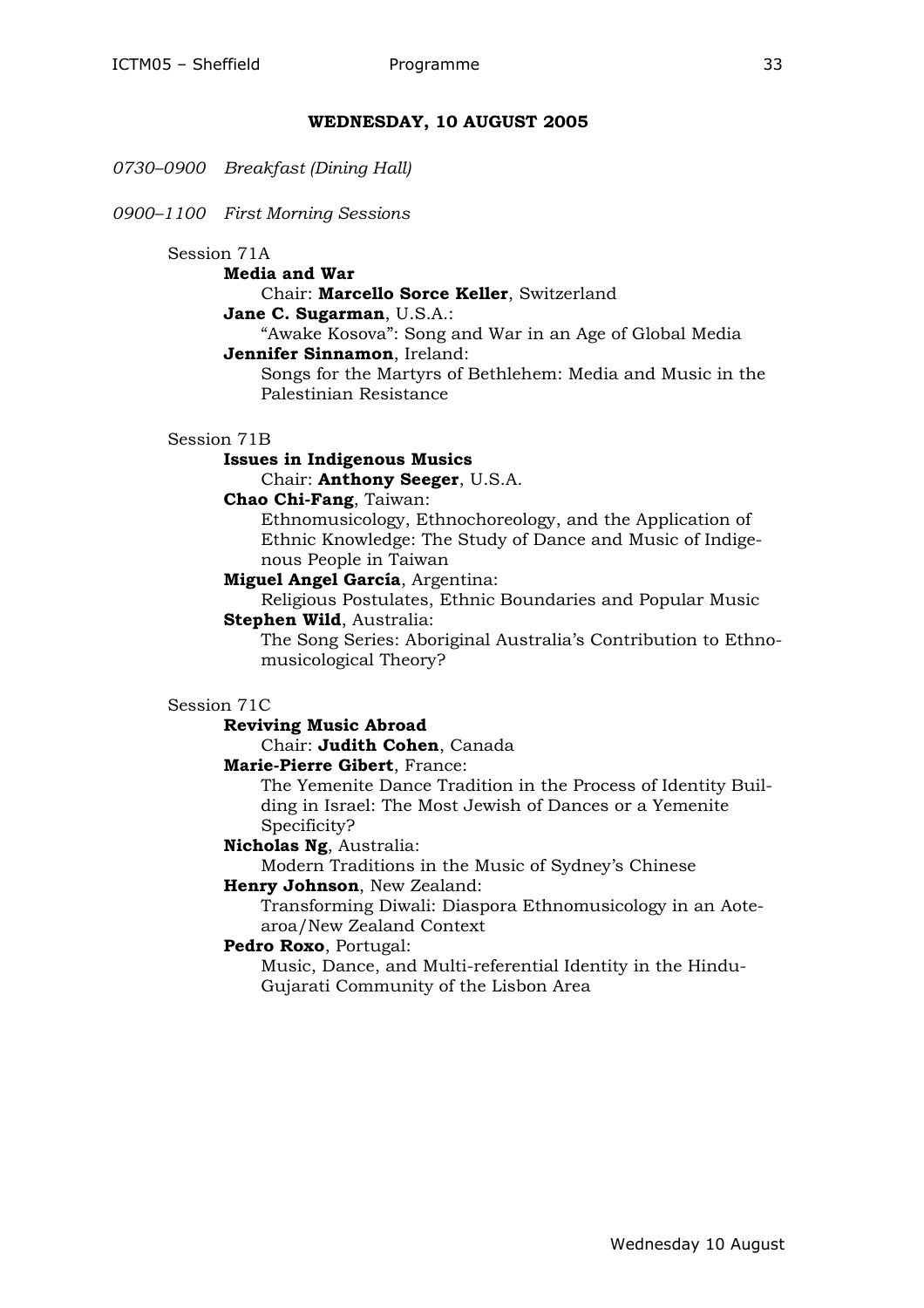## WEDNESDAY, 10 AUGUST 2005

*0730–0900 Breakfast (Dining Hall)*

*0900–1100 First Morning Sessions*

Session 71A

**Media and War**

Chair: **Marcello Sorce Keller**, Switzerland

**Jane C. Sugarman**, U.S.A.:

"Awake Kosova": Song and War in an Age of Global Media

**Jennifer Sinnamon**, Ireland:

Songs for the Martyrs of Bethlehem: Media and Music in the Palestinian Resistance

Session 71B

**Issues in Indigenous Musics**

Chair: **Anthony Seeger**, U.S.A.

**Chao Chi-Fang**, Taiwan:

Ethnomusicology, Ethnochoreology, and the Application of Ethnic Knowledge: The Study of Dance and Music of Indigenous People in Taiwan

**Miguel Angel García**, Argentina:

Religious Postulates, Ethnic Boundaries and Popular Music

**Stephen Wild**, Australia:

The Song Series: Aboriginal Australia's Contribution to Ethnomusicological Theory?

Session 71C

**Reviving Music Abroad**

Chair: **Judith Cohen**, Canada

**Marie-Pierre Gibert**, France:

The Yemenite Dance Tradition in the Process of Identity Building in Israel: The Most Jewish of Dances or a Yemenite Specificity?

**Nicholas Ng**, Australia:

Modern Traditions in the Music of Sydney's Chinese

**Henry Johnson**, New Zealand:

Transforming Diwali: Diaspora Ethnomusicology in an Aotearoa/New Zealand Context

**Pedro Roxo**, Portugal:

Music, Dance, and Multi-referential Identity in the Hindu-Gujarati Community of the Lisbon Area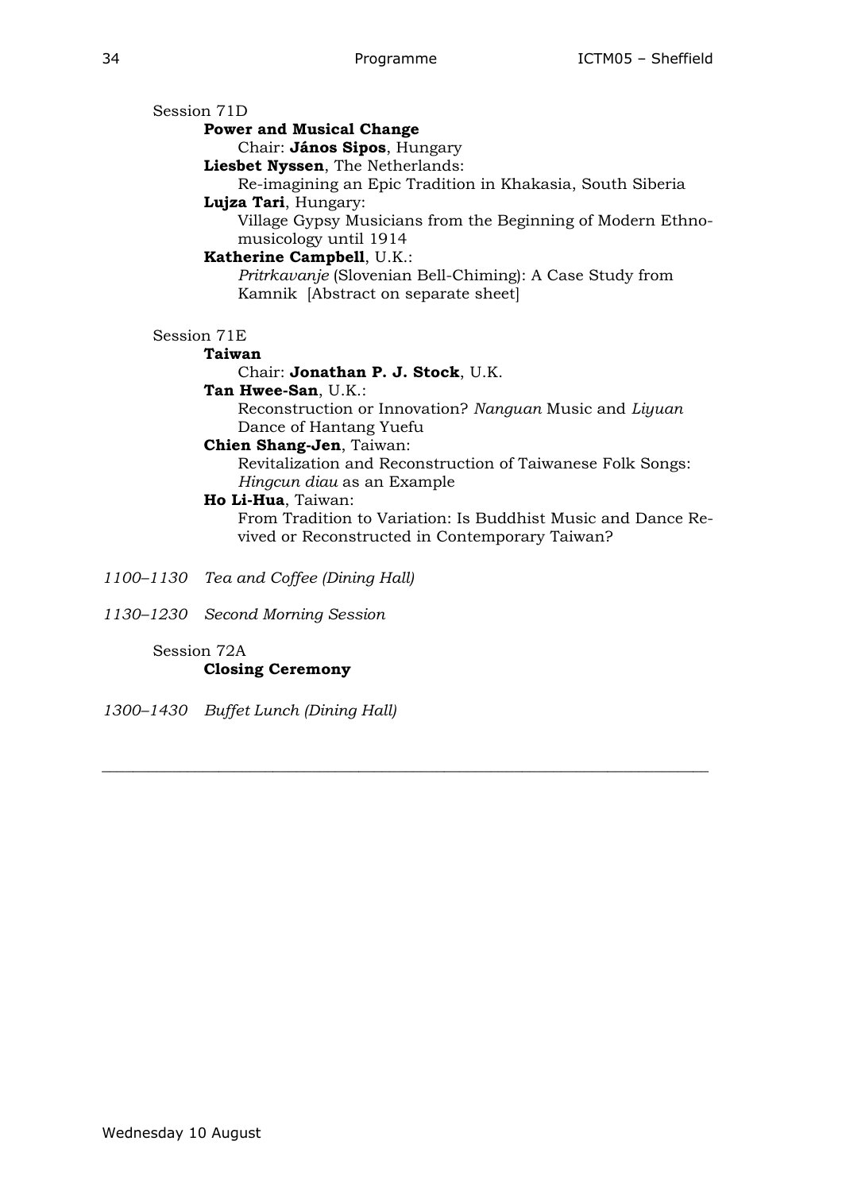Session 71D

**Power and Musical Change**

Chair: **János Sipos**, Hungary

**Liesbet Nyssen**, The Netherlands:
Re-imagining an Epic Tradition in Khakasia, South Siberia

**Lujza Tari**, Hungary:
Village Gypsy Musicians from the Beginning of Modern Ethnomusicology until 1914

**Katherine Campbell**, U.K.:
*Pritrkavanje* (Slovenian Bell-Chiming): A Case Study from Kamnik [Abstract on separate sheet]

Session 71E

**Taiwan**

Chair: **Jonathan P. J. Stock**, U.K.

**Tan Hwee-San**, U.K.:
Reconstruction or Innovation? *Nanguan* Music and *Liyuan* Dance of Hantang Yuefu

**Chien Shang-Jen**, Taiwan:
Revitalization and Reconstruction of Taiwanese Folk Songs: *Hingcun diau* as an Example

**Ho Li-Hua**, Taiwan:
From Tradition to Variation: Is Buddhist Music and Dance Revived or Reconstructed in Contemporary Taiwan?

*1100–1130 Tea and Coffee (Dining Hall)*

*1130–1230 Second Morning Session*

Session 72A

**Closing Ceremony**

*1300–1430 Buffet Lunch (Dining Hall)*

Wednesday 10 August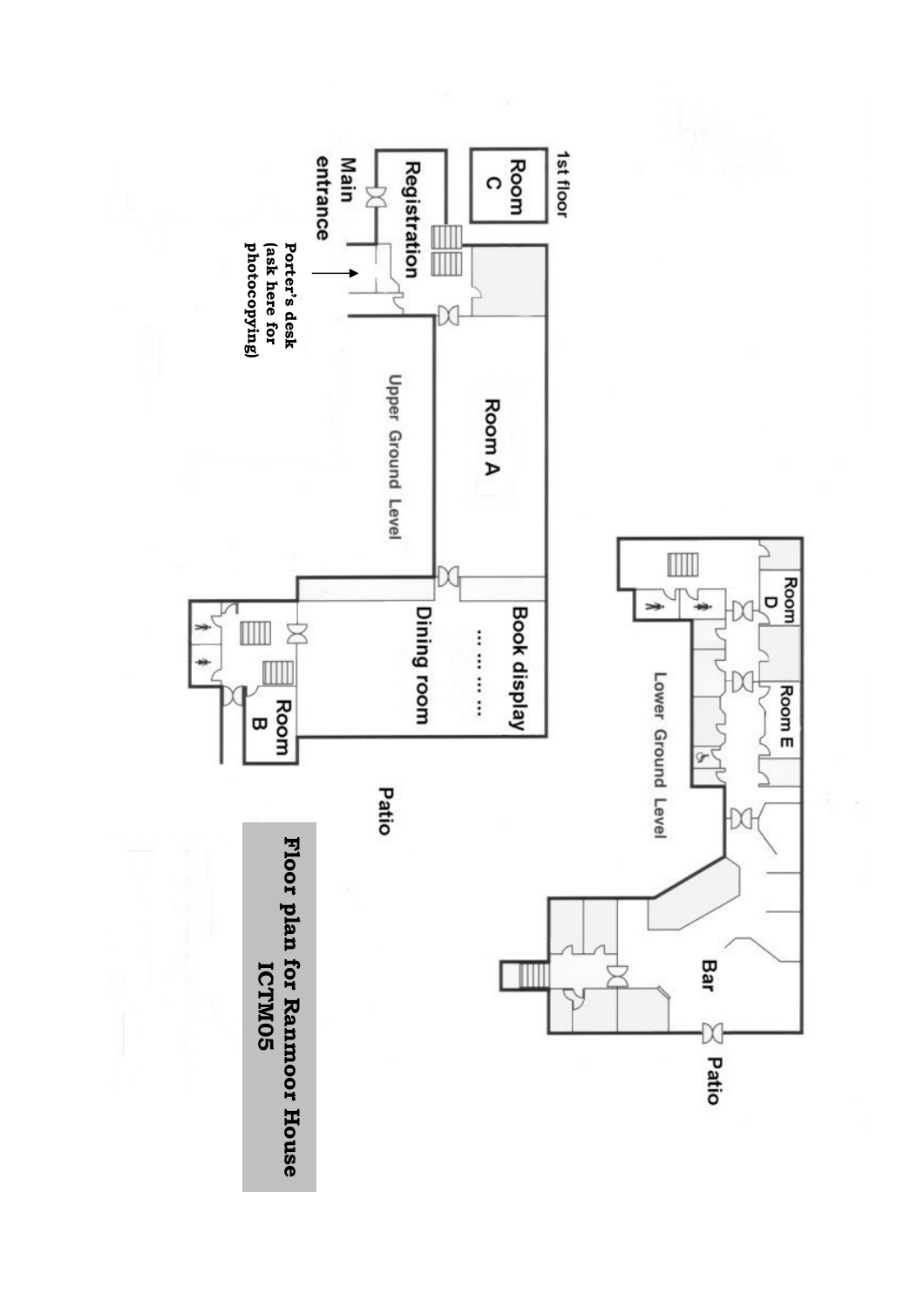**Floor plan for Ranmoor House ICTM05**

1st floor

Room C

Registration

Main entrance

Porter's desk (ask here for photocopying)

Upper Ground Level

Room A

Book display

Dining room

Room B

Patio

Lower Ground Level

Room D

Room E

Bar

Patio